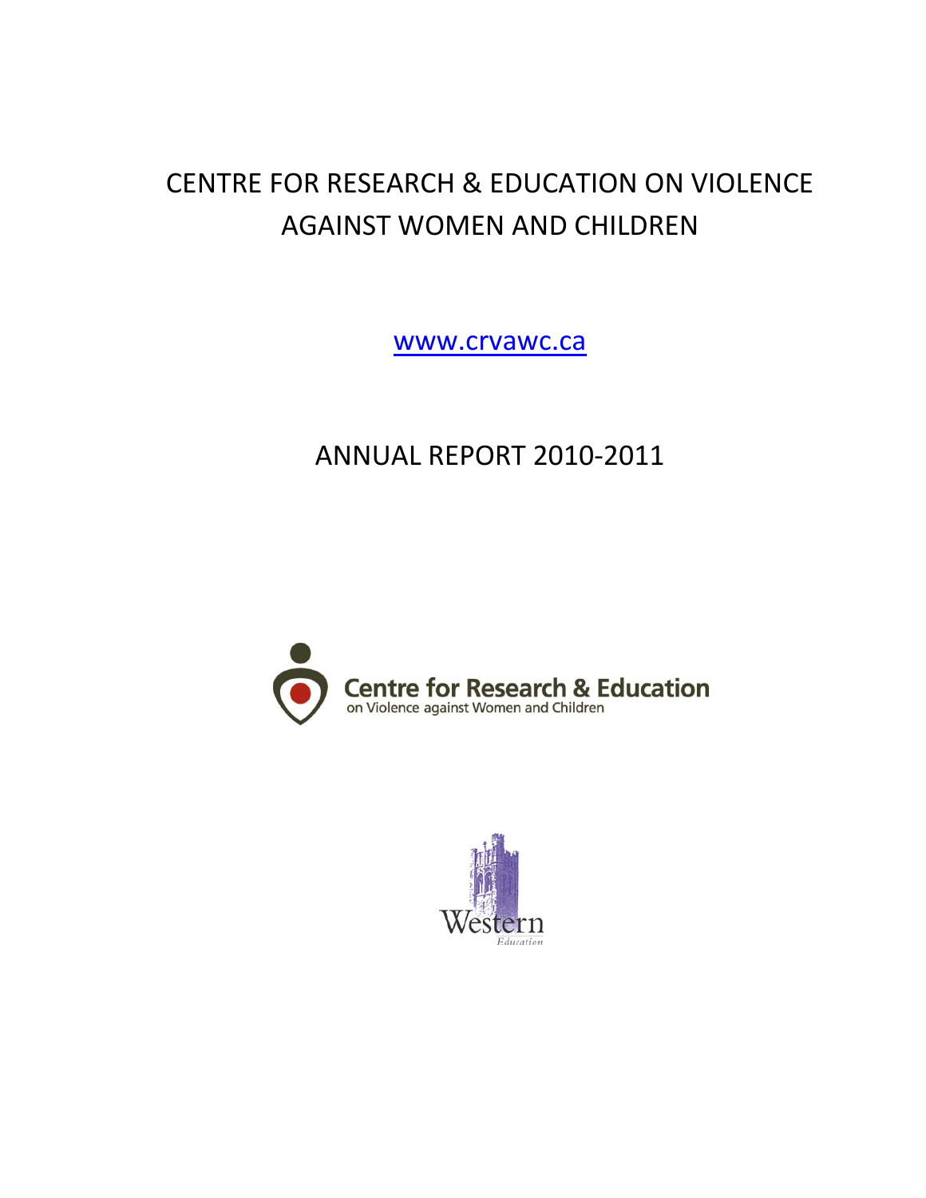# CENTRE FOR RESEARCH & EDUCATION ON VIOLENCE AGAINST WOMEN AND CHILDREN

www.crvawc.ca

## ANNUAL REPORT 2010-2011

Centre for Research & Education
on Violence against Women and Children

Western
Education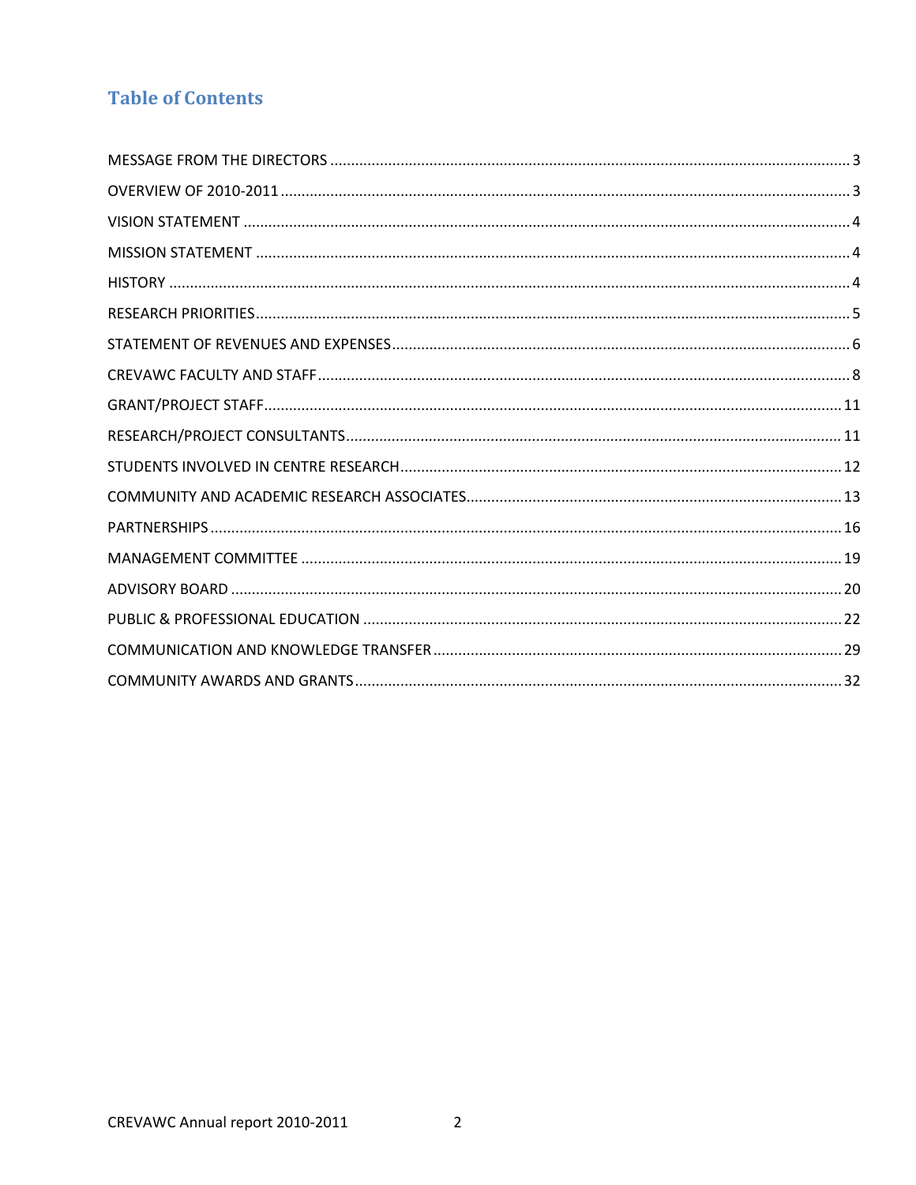## Table of Contents

MESSAGE FROM THE DIRECTORS ........ 3

OVERVIEW OF 2010-2011 ........ 3

VISION STATEMENT ........ 4

MISSION STATEMENT ........ 4

HISTORY ........ 4

RESEARCH PRIORITIES ........ 5

STATEMENT OF REVENUES AND EXPENSES ........ 6

CREVAWC FACULTY AND STAFF ........ 8

GRANT/PROJECT STAFF ........ 11

RESEARCH/PROJECT CONSULTANTS ........ 11

STUDENTS INVOLVED IN CENTRE RESEARCH ........ 12

COMMUNITY AND ACADEMIC RESEARCH ASSOCIATES ........ 13

PARTNERSHIPS ........ 16

MANAGEMENT COMMITTEE ........ 19

ADVISORY BOARD ........ 20

PUBLIC & PROFESSIONAL EDUCATION ........ 22

COMMUNICATION AND KNOWLEDGE TRANSFER ........ 29

COMMUNITY AWARDS AND GRANTS ........ 32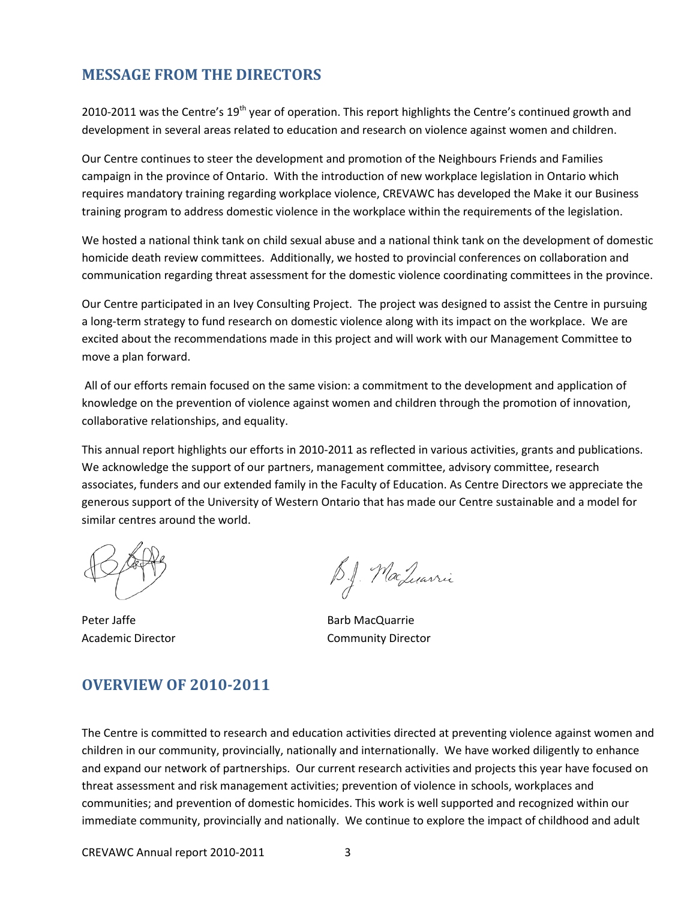## MESSAGE FROM THE DIRECTORS

2010-2011 was the Centre's 19th year of operation. This report highlights the Centre's continued growth and development in several areas related to education and research on violence against women and children.

Our Centre continues to steer the development and promotion of the Neighbours Friends and Families campaign in the province of Ontario. With the introduction of new workplace legislation in Ontario which requires mandatory training regarding workplace violence, CREVAWC has developed the Make it our Business training program to address domestic violence in the workplace within the requirements of the legislation.

We hosted a national think tank on child sexual abuse and a national think tank on the development of domestic homicide death review committees. Additionally, we hosted to provincial conferences on collaboration and communication regarding threat assessment for the domestic violence coordinating committees in the province.

Our Centre participated in an Ivey Consulting Project. The project was designed to assist the Centre in pursuing a long-term strategy to fund research on domestic violence along with its impact on the workplace. We are excited about the recommendations made in this project and will work with our Management Committee to move a plan forward.

All of our efforts remain focused on the same vision: a commitment to the development and application of knowledge on the prevention of violence against women and children through the promotion of innovation, collaborative relationships, and equality.

This annual report highlights our efforts in 2010-2011 as reflected in various activities, grants and publications. We acknowledge the support of our partners, management committee, advisory committee, research associates, funders and our extended family in the Faculty of Education. As Centre Directors we appreciate the generous support of the University of Western Ontario that has made our Centre sustainable and a model for similar centres around the world.

Peter Jaffe
Academic Director

Barb MacQuarrie
Community Director

## OVERVIEW OF 2010-2011

The Centre is committed to research and education activities directed at preventing violence against women and children in our community, provincially, nationally and internationally. We have worked diligently to enhance and expand our network of partnerships. Our current research activities and projects this year have focused on threat assessment and risk management activities; prevention of violence in schools, workplaces and communities; and prevention of domestic homicides. This work is well supported and recognized within our immediate community, provincially and nationally. We continue to explore the impact of childhood and adult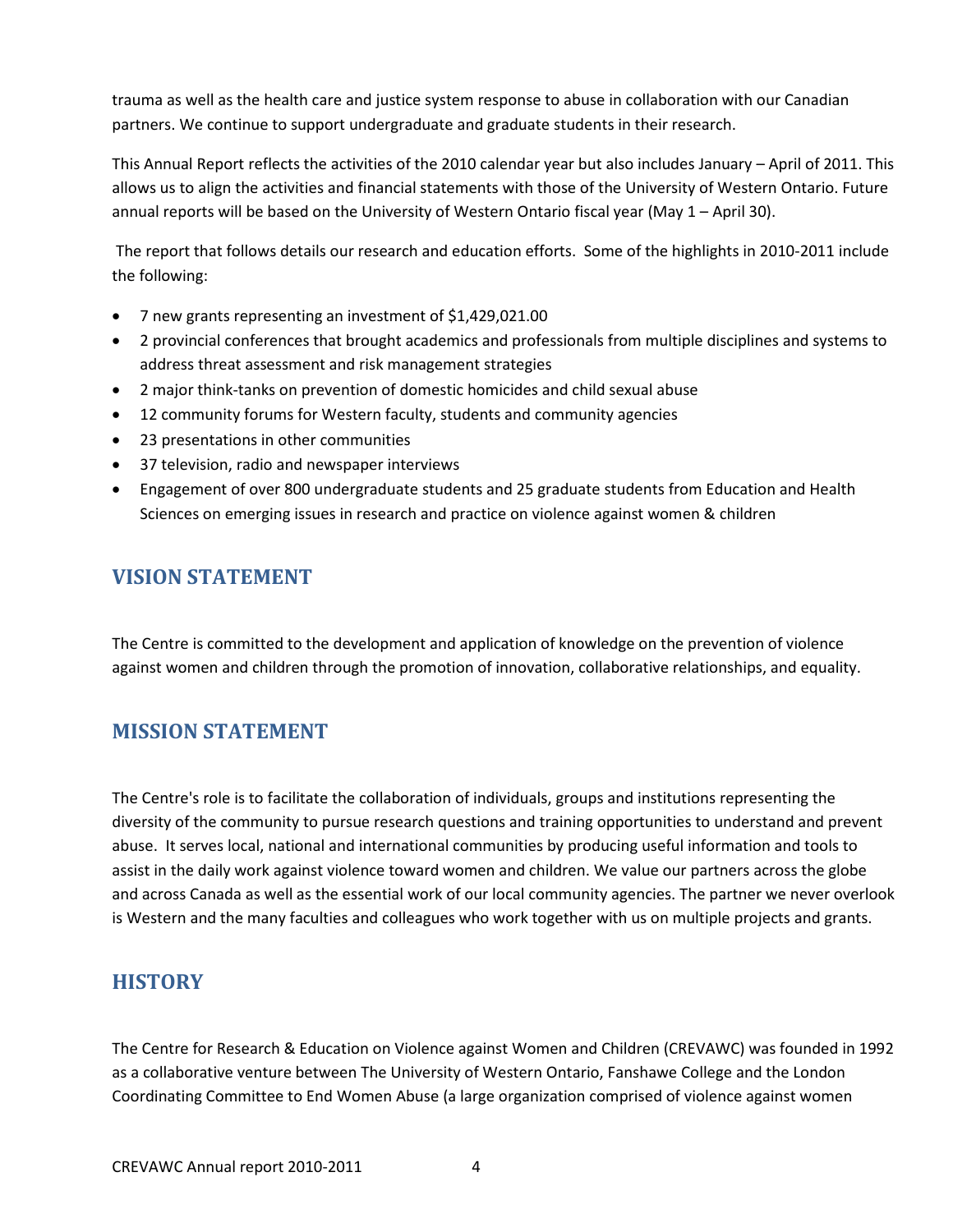trauma as well as the health care and justice system response to abuse in collaboration with our Canadian partners. We continue to support undergraduate and graduate students in their research.

This Annual Report reflects the activities of the 2010 calendar year but also includes January – April of 2011. This allows us to align the activities and financial statements with those of the University of Western Ontario. Future annual reports will be based on the University of Western Ontario fiscal year (May 1 – April 30).

The report that follows details our research and education efforts. Some of the highlights in 2010-2011 include the following:

- 7 new grants representing an investment of $1,429,021.00
- 2 provincial conferences that brought academics and professionals from multiple disciplines and systems to address threat assessment and risk management strategies
- 2 major think-tanks on prevention of domestic homicides and child sexual abuse
- 12 community forums for Western faculty, students and community agencies
- 23 presentations in other communities
- 37 television, radio and newspaper interviews
- Engagement of over 800 undergraduate students and 25 graduate students from Education and Health Sciences on emerging issues in research and practice on violence against women & children

## VISION STATEMENT

The Centre is committed to the development and application of knowledge on the prevention of violence against women and children through the promotion of innovation, collaborative relationships, and equality.

## MISSION STATEMENT

The Centre's role is to facilitate the collaboration of individuals, groups and institutions representing the diversity of the community to pursue research questions and training opportunities to understand and prevent abuse. It serves local, national and international communities by producing useful information and tools to assist in the daily work against violence toward women and children. We value our partners across the globe and across Canada as well as the essential work of our local community agencies. The partner we never overlook is Western and the many faculties and colleagues who work together with us on multiple projects and grants.

## HISTORY

The Centre for Research & Education on Violence against Women and Children (CREVAWC) was founded in 1992 as a collaborative venture between The University of Western Ontario, Fanshawe College and the London Coordinating Committee to End Women Abuse (a large organization comprised of violence against women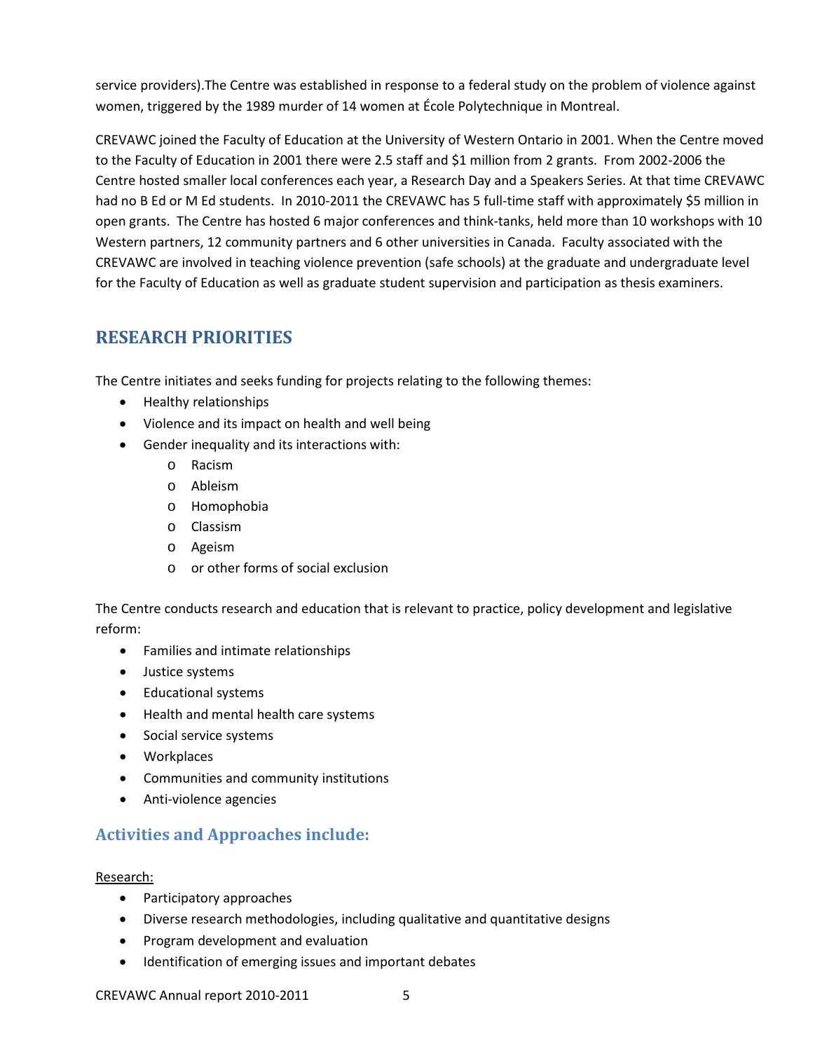service providers).The Centre was established in response to a federal study on the problem of violence against women, triggered by the 1989 murder of 14 women at École Polytechnique in Montreal.

CREVAWC joined the Faculty of Education at the University of Western Ontario in 2001. When the Centre moved to the Faculty of Education in 2001 there were 2.5 staff and $1 million from 2 grants. From 2002-2006 the Centre hosted smaller local conferences each year, a Research Day and a Speakers Series. At that time CREVAWC had no B Ed or M Ed students. In 2010-2011 the CREVAWC has 5 full-time staff with approximately $5 million in open grants. The Centre has hosted 6 major conferences and think-tanks, held more than 10 workshops with 10 Western partners, 12 community partners and 6 other universities in Canada. Faculty associated with the CREVAWC are involved in teaching violence prevention (safe schools) at the graduate and undergraduate level for the Faculty of Education as well as graduate student supervision and participation as thesis examiners.

## RESEARCH PRIORITIES

The Centre initiates and seeks funding for projects relating to the following themes:

- Healthy relationships
- Violence and its impact on health and well being
- Gender inequality and its interactions with:
    - Racism
    - Ableism
    - Homophobia
    - Classism
    - Ageism
    - or other forms of social exclusion

The Centre conducts research and education that is relevant to practice, policy development and legislative reform:

- Families and intimate relationships
- Justice systems
- Educational systems
- Health and mental health care systems
- Social service systems
- Workplaces
- Communities and community institutions
- Anti-violence agencies

### Activities and Approaches include:

Research:

- Participatory approaches
- Diverse research methodologies, including qualitative and quantitative designs
- Program development and evaluation
- Identification of emerging issues and important debates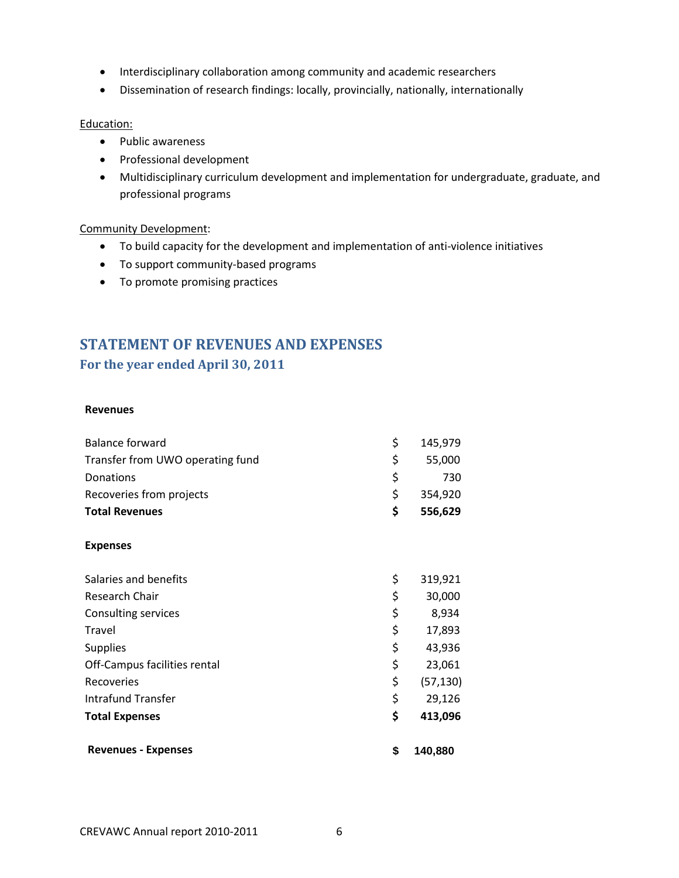- Interdisciplinary collaboration among community and academic researchers
- Dissemination of research findings: locally, provincially, nationally, internationally

Education:

- Public awareness
- Professional development
- Multidisciplinary curriculum development and implementation for undergraduate, graduate, and professional programs

Community Development:

- To build capacity for the development and implementation of anti-violence initiatives
- To support community-based programs
- To promote promising practices

## STATEMENT OF REVENUES AND EXPENSES

### For the year ended April 30, 2011

| | | |
|---|---|---|
| **Revenues** | | |
| Balance forward | $ | 145,979 |
| Transfer from UWO operating fund | $ | 55,000 |
| Donations | $ | 730 |
| Recoveries from projects | $ | 354,920 |
| **Total Revenues** | **$** | **556,629** |
| **Expenses** | | |
| Salaries and benefits | $ | 319,921 |
| Research Chair | $ | 30,000 |
| Consulting services | $ | 8,934 |
| Travel | $ | 17,893 |
| Supplies | $ | 43,936 |
| Off-Campus facilities rental | $ | 23,061 |
| Recoveries | $ | (57,130) |
| Intrafund Transfer | $ | 29,126 |
| **Total Expenses** | **$** | **413,096** |
| **Revenues - Expenses** | **$** | **140,880** |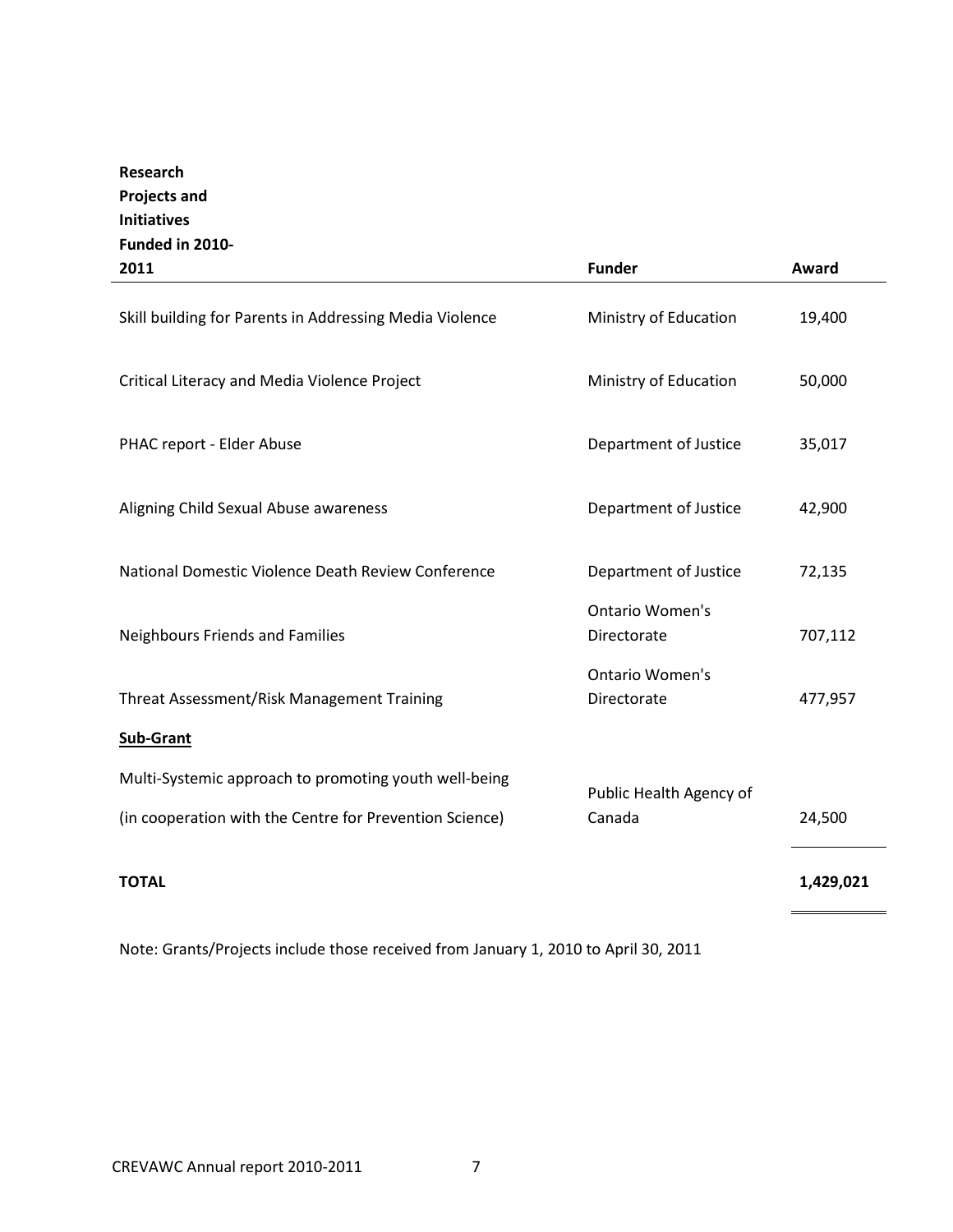| Research Projects and Initiatives Funded in 2010-2011 | Funder | Award |
|---|---|---|
| Skill building for Parents in Addressing Media Violence | Ministry of Education | 19,400 |
| Critical Literacy and Media Violence Project | Ministry of Education | 50,000 |
| PHAC report - Elder Abuse | Department of Justice | 35,017 |
| Aligning Child Sexual Abuse awareness | Department of Justice | 42,900 |
| National Domestic Violence Death Review Conference | Department of Justice | 72,135 |
| Neighbours Friends and Families | Ontario Women's Directorate | 707,112 |
| Threat Assessment/Risk Management Training | Ontario Women's Directorate | 477,957 |
| **Sub-Grant** | | |
| Multi-Systemic approach to promoting youth well-being (in cooperation with the Centre for Prevention Science) | Public Health Agency of Canada | 24,500 |
| **TOTAL** | | **1,429,021** |

Note: Grants/Projects include those received from January 1, 2010 to April 30, 2011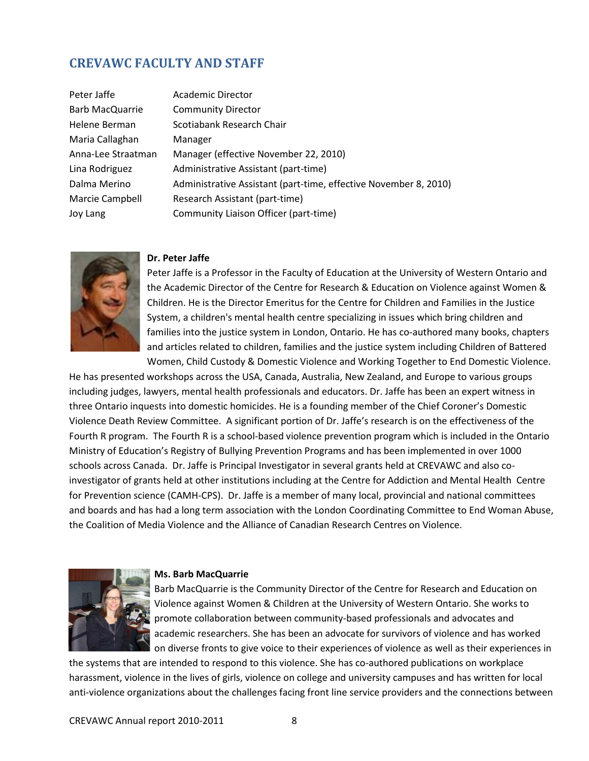## CREVAWC FACULTY AND STAFF

| | |
|---|---|
| Peter Jaffe | Academic Director |
| Barb MacQuarrie | Community Director |
| Helene Berman | Scotiabank Research Chair |
| Maria Callaghan | Manager |
| Anna-Lee Straatman | Manager (effective November 22, 2010) |
| Lina Rodriguez | Administrative Assistant (part-time) |
| Dalma Merino | Administrative Assistant (part-time, effective November 8, 2010) |
| Marcie Campbell | Research Assistant (part-time) |
| Joy Lang | Community Liaison Officer (part-time) |

**Dr. Peter Jaffe**

Peter Jaffe is a Professor in the Faculty of Education at the University of Western Ontario and the Academic Director of the Centre for Research & Education on Violence against Women & Children. He is the Director Emeritus for the Centre for Children and Families in the Justice System, a children's mental health centre specializing in issues which bring children and families into the justice system in London, Ontario. He has co-authored many books, chapters and articles related to children, families and the justice system including Children of Battered Women, Child Custody & Domestic Violence and Working Together to End Domestic Violence. He has presented workshops across the USA, Canada, Australia, New Zealand, and Europe to various groups including judges, lawyers, mental health professionals and educators. Dr. Jaffe has been an expert witness in three Ontario inquests into domestic homicides. He is a founding member of the Chief Coroner's Domestic Violence Death Review Committee. A significant portion of Dr. Jaffe's research is on the effectiveness of the Fourth R program. The Fourth R is a school-based violence prevention program which is included in the Ontario Ministry of Education's Registry of Bullying Prevention Programs and has been implemented in over 1000 schools across Canada. Dr. Jaffe is Principal Investigator in several grants held at CREVAWC and also co-investigator of grants held at other institutions including at the Centre for Addiction and Mental Health Centre for Prevention science (CAMH-CPS). Dr. Jaffe is a member of many local, provincial and national committees and boards and has had a long term association with the London Coordinating Committee to End Woman Abuse, the Coalition of Media Violence and the Alliance of Canadian Research Centres on Violence.

**Ms. Barb MacQuarrie**

Barb MacQuarrie is the Community Director of the Centre for Research and Education on Violence against Women & Children at the University of Western Ontario. She works to promote collaboration between community-based professionals and advocates and academic researchers. She has been an advocate for survivors of violence and has worked on diverse fronts to give voice to their experiences of violence as well as their experiences in the systems that are intended to respond to this violence. She has co-authored publications on workplace harassment, violence in the lives of girls, violence on college and university campuses and has written for local anti-violence organizations about the challenges facing front line service providers and the connections between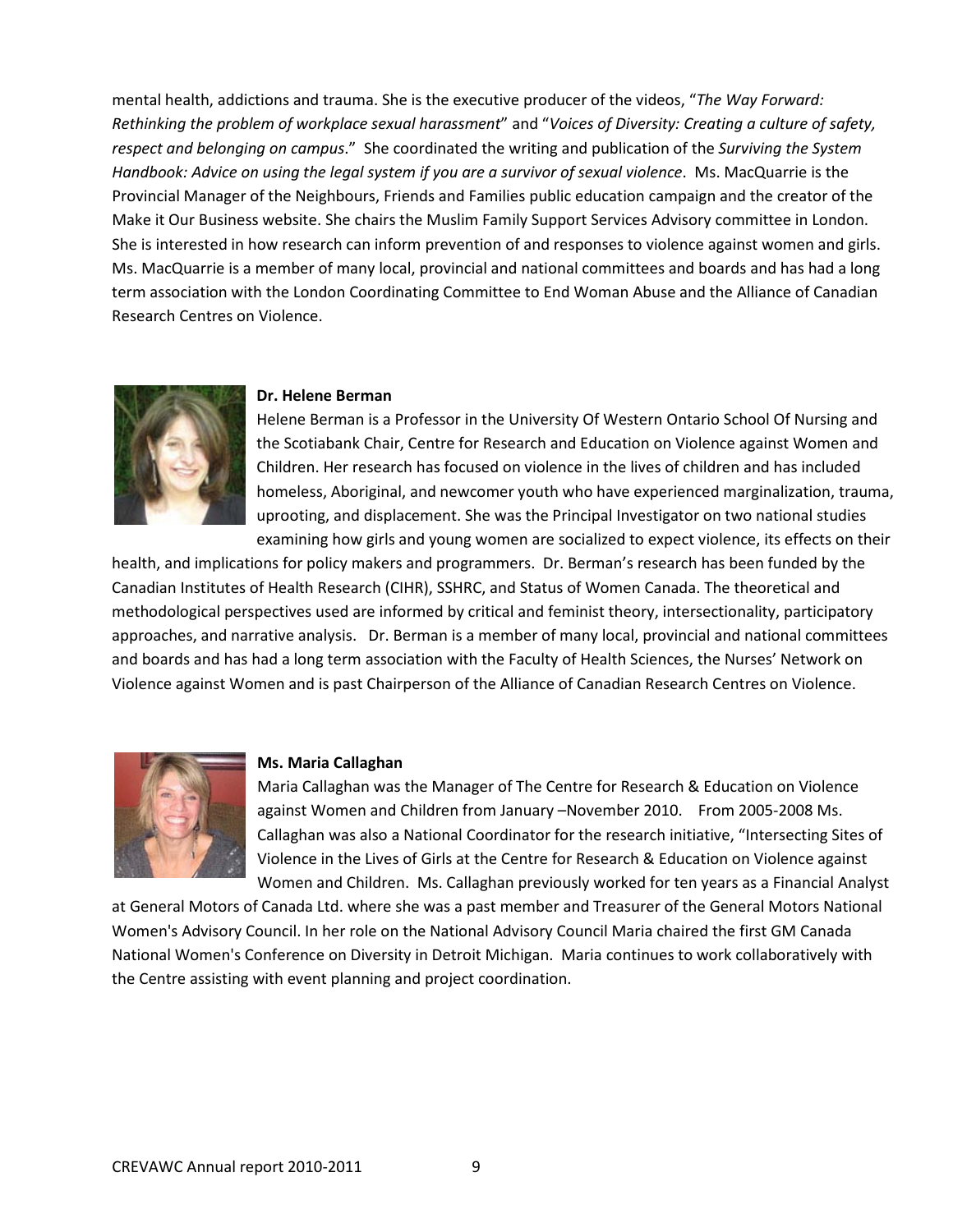mental health, addictions and trauma. She is the executive producer of the videos, "*The Way Forward: Rethinking the problem of workplace sexual harassment*" and "*Voices of Diversity: Creating a culture of safety, respect and belonging on campus*." She coordinated the writing and publication of the *Surviving the System Handbook: Advice on using the legal system if you are a survivor of sexual violence*. Ms. MacQuarrie is the Provincial Manager of the Neighbours, Friends and Families public education campaign and the creator of the Make it Our Business website. She chairs the Muslim Family Support Services Advisory committee in London. She is interested in how research can inform prevention of and responses to violence against women and girls. Ms. MacQuarrie is a member of many local, provincial and national committees and boards and has had a long term association with the London Coordinating Committee to End Woman Abuse and the Alliance of Canadian Research Centres on Violence.

**Dr. Helene Berman**

Helene Berman is a Professor in the University Of Western Ontario School Of Nursing and the Scotiabank Chair, Centre for Research and Education on Violence against Women and Children. Her research has focused on violence in the lives of children and has included homeless, Aboriginal, and newcomer youth who have experienced marginalization, trauma, uprooting, and displacement. She was the Principal Investigator on two national studies examining how girls and young women are socialized to expect violence, its effects on their health, and implications for policy makers and programmers. Dr. Berman's research has been funded by the Canadian Institutes of Health Research (CIHR), SSHRC, and Status of Women Canada. The theoretical and methodological perspectives used are informed by critical and feminist theory, intersectionality, participatory approaches, and narrative analysis. Dr. Berman is a member of many local, provincial and national committees and boards and has had a long term association with the Faculty of Health Sciences, the Nurses' Network on Violence against Women and is past Chairperson of the Alliance of Canadian Research Centres on Violence.

**Ms. Maria Callaghan**

Maria Callaghan was the Manager of The Centre for Research & Education on Violence against Women and Children from January –November 2010. From 2005-2008 Ms. Callaghan was also a National Coordinator for the research initiative, "Intersecting Sites of Violence in the Lives of Girls at the Centre for Research & Education on Violence against Women and Children. Ms. Callaghan previously worked for ten years as a Financial Analyst at General Motors of Canada Ltd. where she was a past member and Treasurer of the General Motors National Women's Advisory Council. In her role on the National Advisory Council Maria chaired the first GM Canada National Women's Conference on Diversity in Detroit Michigan. Maria continues to work collaboratively with the Centre assisting with event planning and project coordination.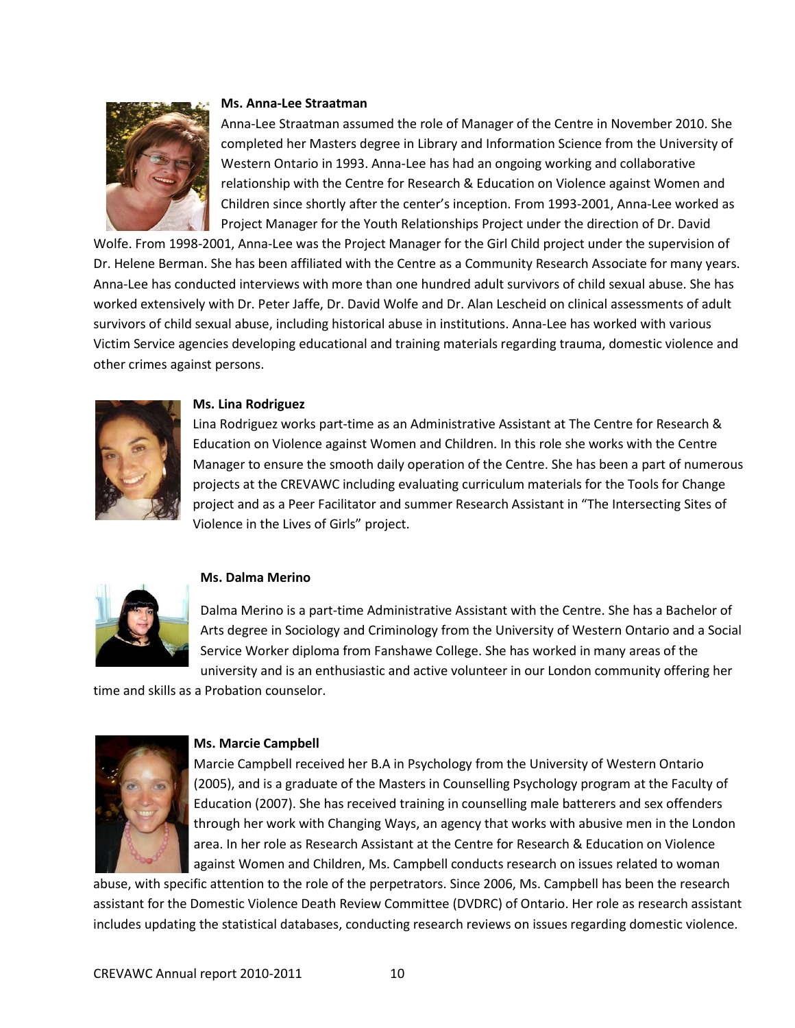**Ms. Anna-Lee Straatman**

Anna-Lee Straatman assumed the role of Manager of the Centre in November 2010. She completed her Masters degree in Library and Information Science from the University of Western Ontario in 1993. Anna-Lee has had an ongoing working and collaborative relationship with the Centre for Research & Education on Violence against Women and Children since shortly after the center's inception. From 1993-2001, Anna-Lee worked as Project Manager for the Youth Relationships Project under the direction of Dr. David Wolfe. From 1998-2001, Anna-Lee was the Project Manager for the Girl Child project under the supervision of Dr. Helene Berman. She has been affiliated with the Centre as a Community Research Associate for many years. Anna-Lee has conducted interviews with more than one hundred adult survivors of child sexual abuse. She has worked extensively with Dr. Peter Jaffe, Dr. David Wolfe and Dr. Alan Lescheid on clinical assessments of adult survivors of child sexual abuse, including historical abuse in institutions. Anna-Lee has worked with various Victim Service agencies developing educational and training materials regarding trauma, domestic violence and other crimes against persons.

**Ms. Lina Rodriguez**

Lina Rodriguez works part-time as an Administrative Assistant at The Centre for Research & Education on Violence against Women and Children. In this role she works with the Centre Manager to ensure the smooth daily operation of the Centre. She has been a part of numerous projects at the CREVAWC including evaluating curriculum materials for the Tools for Change project and as a Peer Facilitator and summer Research Assistant in "The Intersecting Sites of Violence in the Lives of Girls" project.

**Ms. Dalma Merino**

Dalma Merino is a part-time Administrative Assistant with the Centre. She has a Bachelor of Arts degree in Sociology and Criminology from the University of Western Ontario and a Social Service Worker diploma from Fanshawe College. She has worked in many areas of the university and is an enthusiastic and active volunteer in our London community offering her time and skills as a Probation counselor.

**Ms. Marcie Campbell**

Marcie Campbell received her B.A in Psychology from the University of Western Ontario (2005), and is a graduate of the Masters in Counselling Psychology program at the Faculty of Education (2007). She has received training in counselling male batterers and sex offenders through her work with Changing Ways, an agency that works with abusive men in the London area. In her role as Research Assistant at the Centre for Research & Education on Violence against Women and Children, Ms. Campbell conducts research on issues related to woman abuse, with specific attention to the role of the perpetrators. Since 2006, Ms. Campbell has been the research assistant for the Domestic Violence Death Review Committee (DVDRC) of Ontario. Her role as research assistant includes updating the statistical databases, conducting research reviews on issues regarding domestic violence.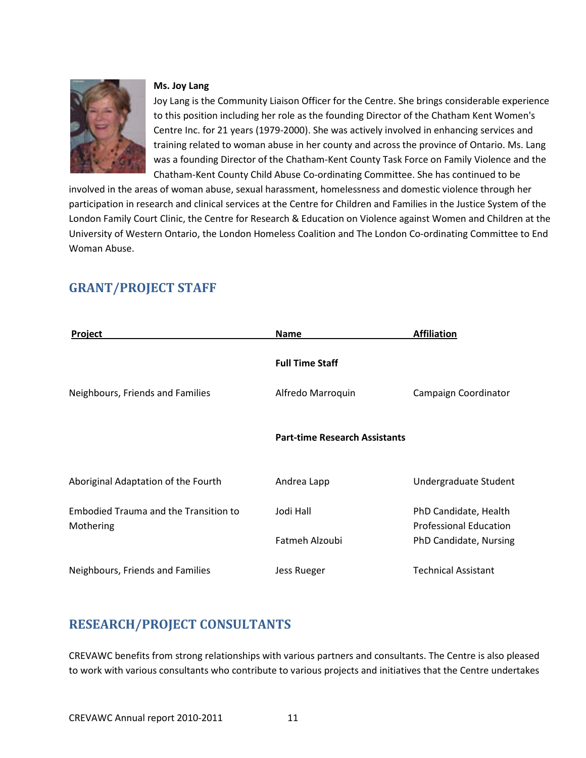**Ms. Joy Lang**

Joy Lang is the Community Liaison Officer for the Centre. She brings considerable experience to this position including her role as the founding Director of the Chatham Kent Women's Centre Inc. for 21 years (1979-2000). She was actively involved in enhancing services and training related to woman abuse in her county and across the province of Ontario. Ms. Lang was a founding Director of the Chatham-Kent County Task Force on Family Violence and the Chatham-Kent County Child Abuse Co-ordinating Committee. She has continued to be involved in the areas of woman abuse, sexual harassment, homelessness and domestic violence through her participation in research and clinical services at the Centre for Children and Families in the Justice System of the London Family Court Clinic, the Centre for Research & Education on Violence against Women and Children at the University of Western Ontario, the London Homeless Coalition and The London Co-ordinating Committee to End Woman Abuse.

## GRANT/PROJECT STAFF

| Project | Name | Affiliation |
|---|---|---|
| | **Full Time Staff** | |
| Neighbours, Friends and Families | Alfredo Marroquin | Campaign Coordinator |
| | **Part-time Research Assistants** | |
| Aboriginal Adaptation of the Fourth | Andrea Lapp | Undergraduate Student |
| Embodied Trauma and the Transition to Mothering | Jodi Hall | PhD Candidate, Health Professional Education |
| | Fatmeh Alzoubi | PhD Candidate, Nursing |
| Neighbours, Friends and Families | Jess Rueger | Technical Assistant |

## RESEARCH/PROJECT CONSULTANTS

CREVAWC benefits from strong relationships with various partners and consultants. The Centre is also pleased to work with various consultants who contribute to various projects and initiatives that the Centre undertakes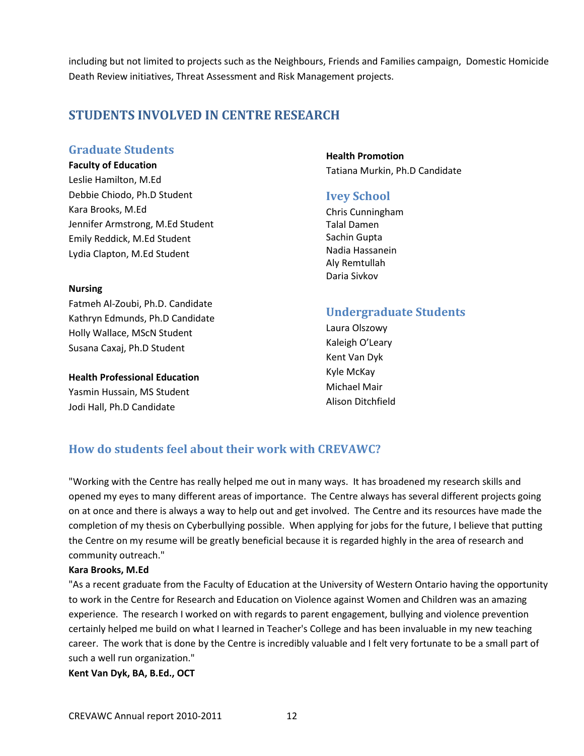including but not limited to projects such as the Neighbours, Friends and Families campaign, Domestic Homicide Death Review initiatives, Threat Assessment and Risk Management projects.

## STUDENTS INVOLVED IN CENTRE RESEARCH

### Graduate Students

**Faculty of Education**
Leslie Hamilton, M.Ed
Debbie Chiodo, Ph.D Student
Kara Brooks, M.Ed
Jennifer Armstrong, M.Ed Student
Emily Reddick, M.Ed Student
Lydia Clapton, M.Ed Student

**Nursing**
Fatmeh Al-Zoubi, Ph.D. Candidate
Kathryn Edmunds, Ph.D Candidate
Holly Wallace, MScN Student
Susana Caxaj, Ph.D Student

**Health Professional Education**
Yasmin Hussain, MS Student
Jodi Hall, Ph.D Candidate

**Health Promotion**
Tatiana Murkin, Ph.D Candidate

### Ivey School

Chris Cunningham
Talal Damen
Sachin Gupta
Nadia Hassanein
Aly Remtullah
Daria Sivkov

### Undergraduate Students

Laura Olszowy
Kaleigh O'Leary
Kent Van Dyk
Kyle McKay
Michael Mair
Alison Ditchfield

### How do students feel about their work with CREVAWC?

"Working with the Centre has really helped me out in many ways. It has broadened my research skills and opened my eyes to many different areas of importance. The Centre always has several different projects going on at once and there is always a way to help out and get involved. The Centre and its resources have made the completion of my thesis on Cyberbullying possible. When applying for jobs for the future, I believe that putting the Centre on my resume will be greatly beneficial because it is regarded highly in the area of research and community outreach."

**Kara Brooks, M.Ed**

"As a recent graduate from the Faculty of Education at the University of Western Ontario having the opportunity to work in the Centre for Research and Education on Violence against Women and Children was an amazing experience. The research I worked on with regards to parent engagement, bullying and violence prevention certainly helped me build on what I learned in Teacher's College and has been invaluable in my new teaching career. The work that is done by the Centre is incredibly valuable and I felt very fortunate to be a small part of such a well run organization."

**Kent Van Dyk, BA, B.Ed., OCT**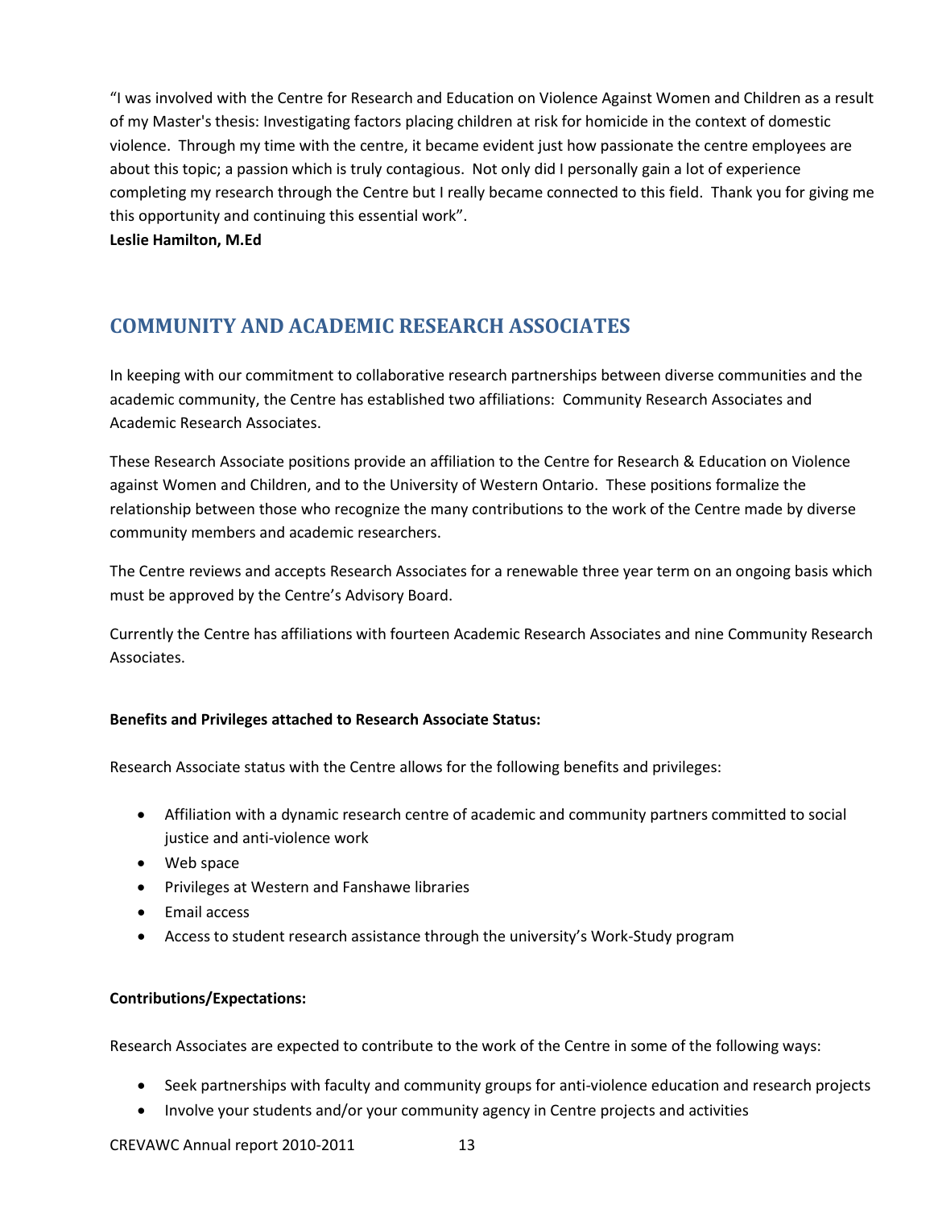"I was involved with the Centre for Research and Education on Violence Against Women and Children as a result of my Master's thesis: Investigating factors placing children at risk for homicide in the context of domestic violence. Through my time with the centre, it became evident just how passionate the centre employees are about this topic; a passion which is truly contagious. Not only did I personally gain a lot of experience completing my research through the Centre but I really became connected to this field. Thank you for giving me this opportunity and continuing this essential work".
**Leslie Hamilton, M.Ed**

## COMMUNITY AND ACADEMIC RESEARCH ASSOCIATES

In keeping with our commitment to collaborative research partnerships between diverse communities and the academic community, the Centre has established two affiliations: Community Research Associates and Academic Research Associates.

These Research Associate positions provide an affiliation to the Centre for Research & Education on Violence against Women and Children, and to the University of Western Ontario. These positions formalize the relationship between those who recognize the many contributions to the work of the Centre made by diverse community members and academic researchers.

The Centre reviews and accepts Research Associates for a renewable three year term on an ongoing basis which must be approved by the Centre's Advisory Board.

Currently the Centre has affiliations with fourteen Academic Research Associates and nine Community Research Associates.

**Benefits and Privileges attached to Research Associate Status:**

Research Associate status with the Centre allows for the following benefits and privileges:

- Affiliation with a dynamic research centre of academic and community partners committed to social justice and anti-violence work
- Web space
- Privileges at Western and Fanshawe libraries
- Email access
- Access to student research assistance through the university's Work-Study program

**Contributions/Expectations:**

Research Associates are expected to contribute to the work of the Centre in some of the following ways:

- Seek partnerships with faculty and community groups for anti-violence education and research projects
- Involve your students and/or your community agency in Centre projects and activities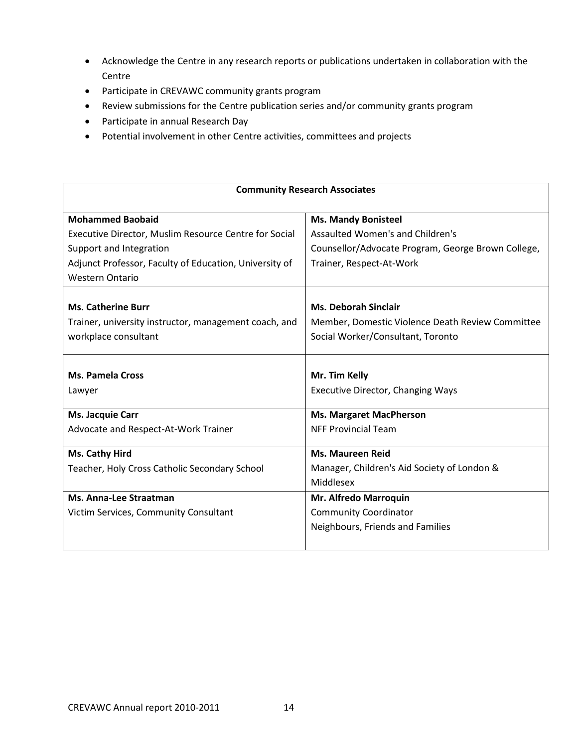- Acknowledge the Centre in any research reports or publications undertaken in collaboration with the Centre
- Participate in CREVAWC community grants program
- Review submissions for the Centre publication series and/or community grants program
- Participate in annual Research Day
- Potential involvement in other Centre activities, committees and projects

| Community Research Associates | |
|---|---|
| **Mohammed Baobaid**<br>Executive Director, Muslim Resource Centre for Social Support and Integration<br>Adjunct Professor, Faculty of Education, University of Western Ontario | **Ms. Mandy Bonisteel**<br>Assaulted Women's and Children's Counsellor/Advocate Program, George Brown College, Trainer, Respect-At-Work |
| **Ms. Catherine Burr**<br>Trainer, university instructor, management coach, and workplace consultant | **Ms. Deborah Sinclair**<br>Member, Domestic Violence Death Review Committee<br>Social Worker/Consultant, Toronto |
| **Ms. Pamela Cross**<br>Lawyer | **Mr. Tim Kelly**<br>Executive Director, Changing Ways |
| **Ms. Jacquie Carr**<br>Advocate and Respect-At-Work Trainer | **Ms. Margaret MacPherson**<br>NFF Provincial Team |
| **Ms. Cathy Hird**<br>Teacher, Holy Cross Catholic Secondary School | **Ms. Maureen Reid**<br>Manager, Children's Aid Society of London & Middlesex |
| **Ms. Anna-Lee Straatman**<br>Victim Services, Community Consultant | **Mr. Alfredo Marroquin**<br>Community Coordinator<br>Neighbours, Friends and Families |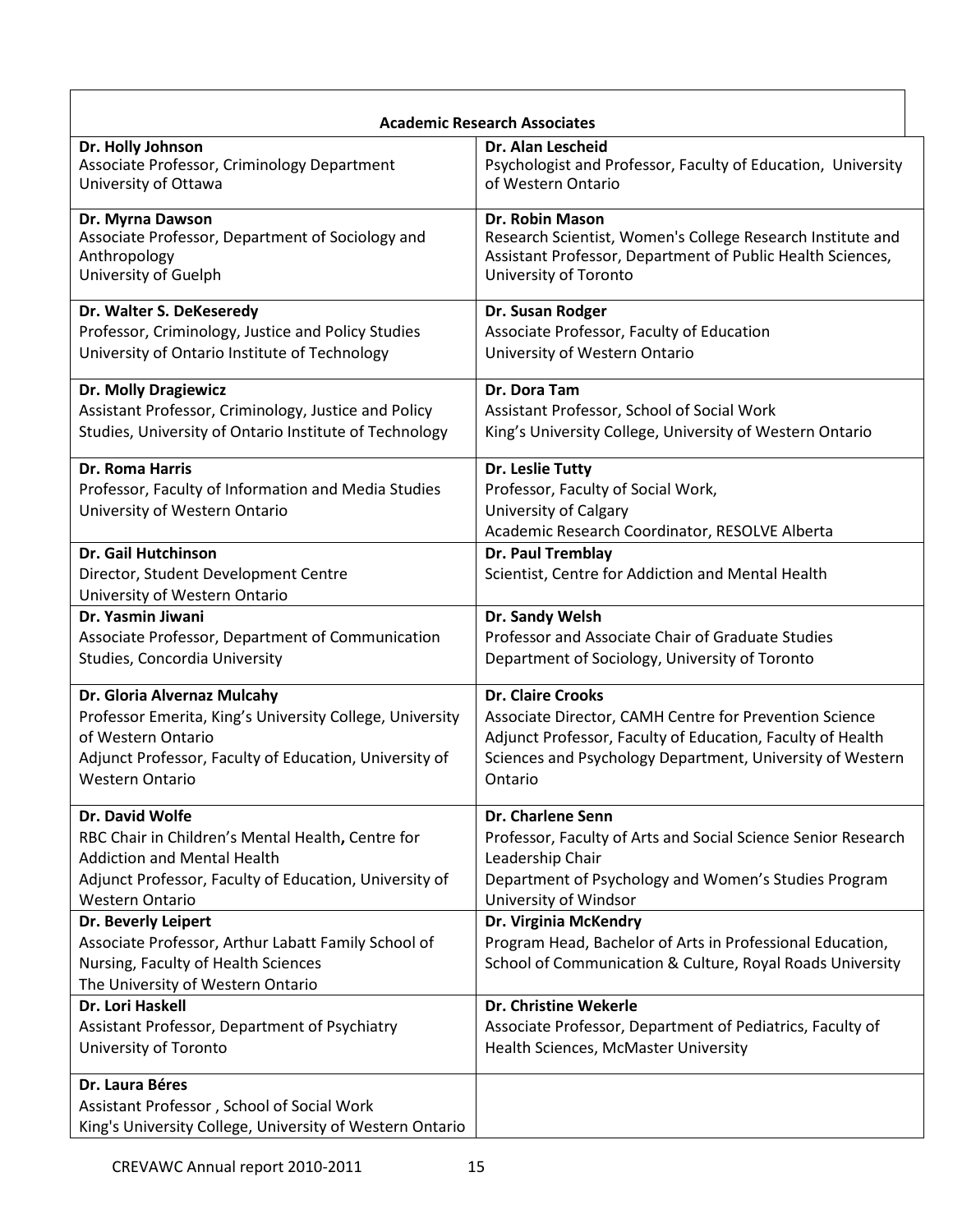| Academic Research Associates | |
|---|---|
| **Dr. Holly Johnson**<br>Associate Professor, Criminology Department<br>University of Ottawa | **Dr. Alan Lescheid**<br>Psychologist and Professor, Faculty of Education, University of Western Ontario |
| **Dr. Myrna Dawson**<br>Associate Professor, Department of Sociology and Anthropology<br>University of Guelph | **Dr. Robin Mason**<br>Research Scientist, Women's College Research Institute and Assistant Professor, Department of Public Health Sciences, University of Toronto |
| **Dr. Walter S. DeKeseredy**<br>Professor, Criminology, Justice and Policy Studies<br>University of Ontario Institute of Technology | **Dr. Susan Rodger**<br>Associate Professor, Faculty of Education<br>University of Western Ontario |
| **Dr. Molly Dragiewicz**<br>Assistant Professor, Criminology, Justice and Policy Studies, University of Ontario Institute of Technology | **Dr. Dora Tam**<br>Assistant Professor, School of Social Work<br>King's University College, University of Western Ontario |
| **Dr. Roma Harris**<br>Professor, Faculty of Information and Media Studies<br>University of Western Ontario | **Dr. Leslie Tutty**<br>Professor, Faculty of Social Work,<br>University of Calgary<br>Academic Research Coordinator, RESOLVE Alberta |
| **Dr. Gail Hutchinson**<br>Director, Student Development Centre<br>University of Western Ontario | **Dr. Paul Tremblay**<br>Scientist, Centre for Addiction and Mental Health |
| **Dr. Yasmin Jiwani**<br>Associate Professor, Department of Communication Studies, Concordia University | **Dr. Sandy Welsh**<br>Professor and Associate Chair of Graduate Studies<br>Department of Sociology, University of Toronto |
| **Dr. Gloria Alvernaz Mulcahy**<br>Professor Emerita, King's University College, University of Western Ontario<br>Adjunct Professor, Faculty of Education, University of Western Ontario | **Dr. Claire Crooks**<br>Associate Director, CAMH Centre for Prevention Science<br>Adjunct Professor, Faculty of Education, Faculty of Health Sciences and Psychology Department, University of Western Ontario |
| **Dr. David Wolfe**<br>RBC Chair in Children's Mental Health**,** Centre for Addiction and Mental Health<br>Adjunct Professor, Faculty of Education, University of Western Ontario | **Dr. Charlene Senn**<br>Professor, Faculty of Arts and Social Science Senior Research Leadership Chair<br>Department of Psychology and Women's Studies Program<br>University of Windsor |
| **Dr. Beverly Leipert**<br>Associate Professor, Arthur Labatt Family School of Nursing, Faculty of Health Sciences<br>The University of Western Ontario | **Dr. Virginia McKendry**<br>Program Head, Bachelor of Arts in Professional Education, School of Communication & Culture, Royal Roads University |
| **Dr. Lori Haskell**<br>Assistant Professor, Department of Psychiatry<br>University of Toronto | **Dr. Christine Wekerle**<br>Associate Professor, Department of Pediatrics, Faculty of Health Sciences, McMaster University |
| **Dr. Laura Béres**<br>Assistant Professor , School of Social Work<br>King's University College, University of Western Ontario | |

CREVAWC Annual report 2010-2011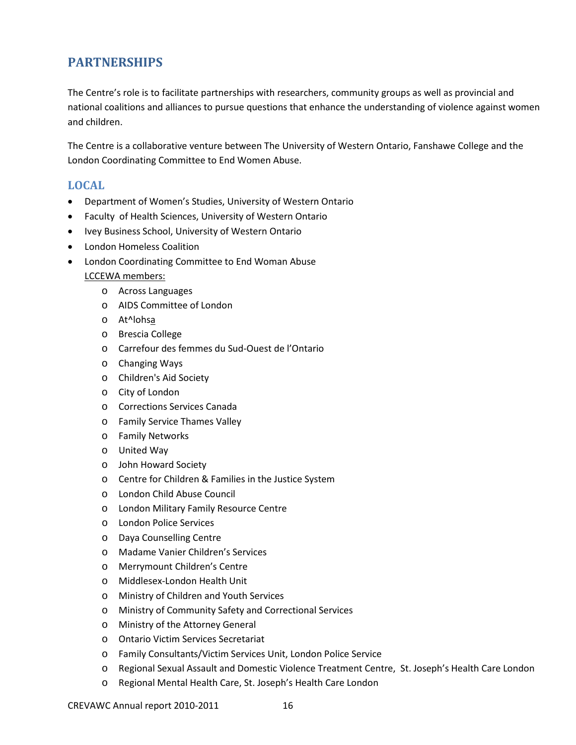## PARTNERSHIPS

The Centre's role is to facilitate partnerships with researchers, community groups as well as provincial and national coalitions and alliances to pursue questions that enhance the understanding of violence against women and children.

The Centre is a collaborative venture between The University of Western Ontario, Fanshawe College and the London Coordinating Committee to End Women Abuse.

### LOCAL

- Department of Women's Studies, University of Western Ontario
- Faculty of Health Sciences, University of Western Ontario
- Ivey Business School, University of Western Ontario
- London Homeless Coalition
- London Coordinating Committee to End Woman Abuse
  LCCEWA members:
  - Across Languages
  - AIDS Committee of London
  - At^lohsa
  - Brescia College
  - Carrefour des femmes du Sud-Ouest de l'Ontario
  - Changing Ways
  - Children's Aid Society
  - City of London
  - Corrections Services Canada
  - Family Service Thames Valley
  - Family Networks
  - United Way
  - John Howard Society
  - Centre for Children & Families in the Justice System
  - London Child Abuse Council
  - London Military Family Resource Centre
  - London Police Services
  - Daya Counselling Centre
  - Madame Vanier Children's Services
  - Merrymount Children's Centre
  - Middlesex-London Health Unit
  - Ministry of Children and Youth Services
  - Ministry of Community Safety and Correctional Services
  - Ministry of the Attorney General
  - Ontario Victim Services Secretariat
  - Family Consultants/Victim Services Unit, London Police Service
  - Regional Sexual Assault and Domestic Violence Treatment Centre, St. Joseph's Health Care London
  - Regional Mental Health Care, St. Joseph's Health Care London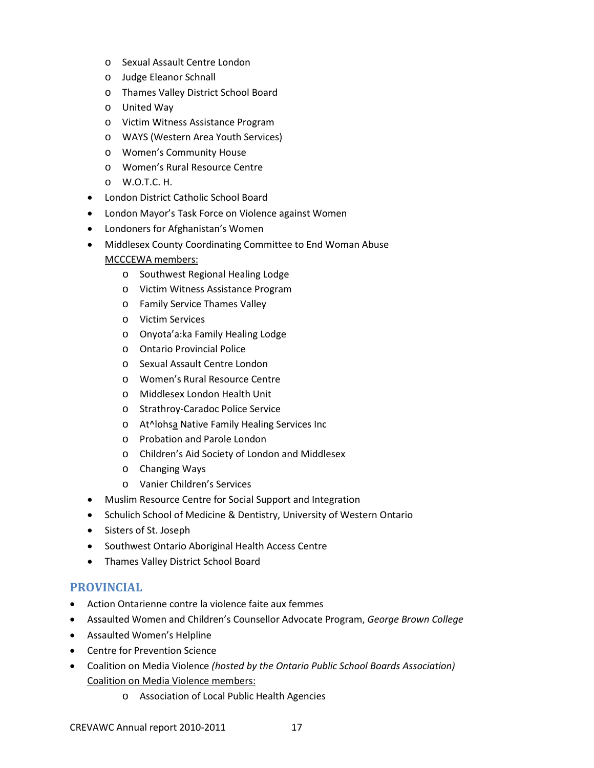- Sexual Assault Centre London
  - Judge Eleanor Schnall
  - Thames Valley District School Board
  - United Way
  - Victim Witness Assistance Program
  - WAYS (Western Area Youth Services)
  - Women's Community House
  - Women's Rural Resource Centre
  - W.O.T.C. H.
- London District Catholic School Board
- London Mayor's Task Force on Violence against Women
- Londoners for Afghanistan's Women
- Middlesex County Coordinating Committee to End Woman Abuse
  <u>MCCCEWA members:</u>
  - Southwest Regional Healing Lodge
  - Victim Witness Assistance Program
  - Family Service Thames Valley
  - Victim Services
  - Onyota'a:ka Family Healing Lodge
  - Ontario Provincial Police
  - Sexual Assault Centre London
  - Women's Rural Resource Centre
  - Middlesex London Health Unit
  - Strathroy-Caradoc Police Service
  - At^lohs<u>a</u> Native Family Healing Services Inc
  - Probation and Parole London
  - Children's Aid Society of London and Middlesex
  - Changing Ways
  - Vanier Children's Services
- Muslim Resource Centre for Social Support and Integration
- Schulich School of Medicine & Dentistry, University of Western Ontario
- Sisters of St. Joseph
- Southwest Ontario Aboriginal Health Access Centre
- Thames Valley District School Board

## PROVINCIAL

- Action Ontarienne contre la violence faite aux femmes
- Assaulted Women and Children's Counsellor Advocate Program, *George Brown College*
- Assaulted Women's Helpline
- Centre for Prevention Science
- Coalition on Media Violence *(hosted by the Ontario Public School Boards Association)*
  <u>Coalition on Media Violence members:</u>
  - Association of Local Public Health Agencies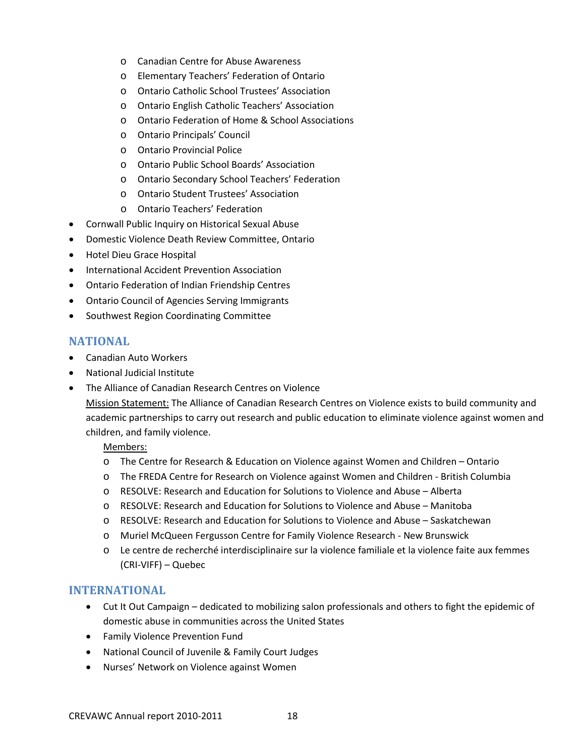- Canadian Centre for Abuse Awareness
  - Elementary Teachers' Federation of Ontario
  - Ontario Catholic School Trustees' Association
  - Ontario English Catholic Teachers' Association
  - Ontario Federation of Home & School Associations
  - Ontario Principals' Council
  - Ontario Provincial Police
  - Ontario Public School Boards' Association
  - Ontario Secondary School Teachers' Federation
  - Ontario Student Trustees' Association
  - Ontario Teachers' Federation
- Cornwall Public Inquiry on Historical Sexual Abuse
- Domestic Violence Death Review Committee, Ontario
- Hotel Dieu Grace Hospital
- International Accident Prevention Association
- Ontario Federation of Indian Friendship Centres
- Ontario Council of Agencies Serving Immigrants
- Southwest Region Coordinating Committee

## NATIONAL

- Canadian Auto Workers
- National Judicial Institute
- The Alliance of Canadian Research Centres on Violence

  Mission Statement: The Alliance of Canadian Research Centres on Violence exists to build community and academic partnerships to carry out research and public education to eliminate violence against women and children, and family violence.

  Members:
  - The Centre for Research & Education on Violence against Women and Children – Ontario
  - The FREDA Centre for Research on Violence against Women and Children - British Columbia
  - RESOLVE: Research and Education for Solutions to Violence and Abuse – Alberta
  - RESOLVE: Research and Education for Solutions to Violence and Abuse – Manitoba
  - RESOLVE: Research and Education for Solutions to Violence and Abuse – Saskatchewan
  - Muriel McQueen Fergusson Centre for Family Violence Research - New Brunswick
  - Le centre de recherché interdisciplinaire sur la violence familiale et la violence faite aux femmes (CRI-VIFF) – Quebec

## INTERNATIONAL

- Cut It Out Campaign – dedicated to mobilizing salon professionals and others to fight the epidemic of domestic abuse in communities across the United States
- Family Violence Prevention Fund
- National Council of Juvenile & Family Court Judges
- Nurses' Network on Violence against Women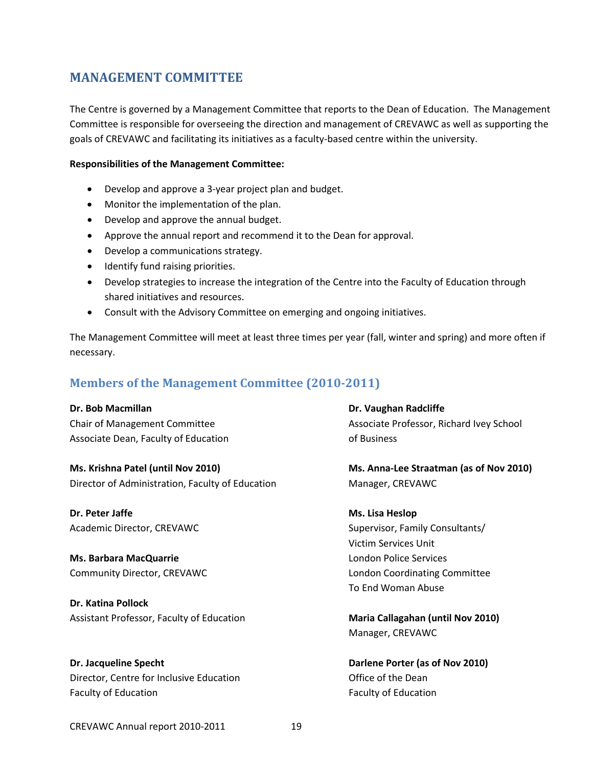## MANAGEMENT COMMITTEE

The Centre is governed by a Management Committee that reports to the Dean of Education. The Management Committee is responsible for overseeing the direction and management of CREVAWC as well as supporting the goals of CREVAWC and facilitating its initiatives as a faculty-based centre within the university.

**Responsibilities of the Management Committee:**

- Develop and approve a 3-year project plan and budget.
- Monitor the implementation of the plan.
- Develop and approve the annual budget.
- Approve the annual report and recommend it to the Dean for approval.
- Develop a communications strategy.
- Identify fund raising priorities.
- Develop strategies to increase the integration of the Centre into the Faculty of Education through shared initiatives and resources.
- Consult with the Advisory Committee on emerging and ongoing initiatives.

The Management Committee will meet at least three times per year (fall, winter and spring) and more often if necessary.

### Members of the Management Committee (2010-2011)

**Dr. Bob Macmillan**
Chair of Management Committee
Associate Dean, Faculty of Education

**Ms. Krishna Patel (until Nov 2010)**
Director of Administration, Faculty of Education

**Dr. Peter Jaffe**
Academic Director, CREVAWC

**Ms. Barbara MacQuarrie**
Community Director, CREVAWC

**Dr. Katina Pollock**
Assistant Professor, Faculty of Education

**Dr. Jacqueline Specht**
Director, Centre for Inclusive Education
Faculty of Education

**Dr. Vaughan Radcliffe**
Associate Professor, Richard Ivey School of Business

**Ms. Anna-Lee Straatman (as of Nov 2010)**
Manager, CREVAWC

**Ms. Lisa Heslop**
Supervisor, Family Consultants/
Victim Services Unit
London Police Services
London Coordinating Committee
To End Woman Abuse

**Maria Callagahan (until Nov 2010)**
Manager, CREVAWC

**Darlene Porter (as of Nov 2010)**
Office of the Dean
Faculty of Education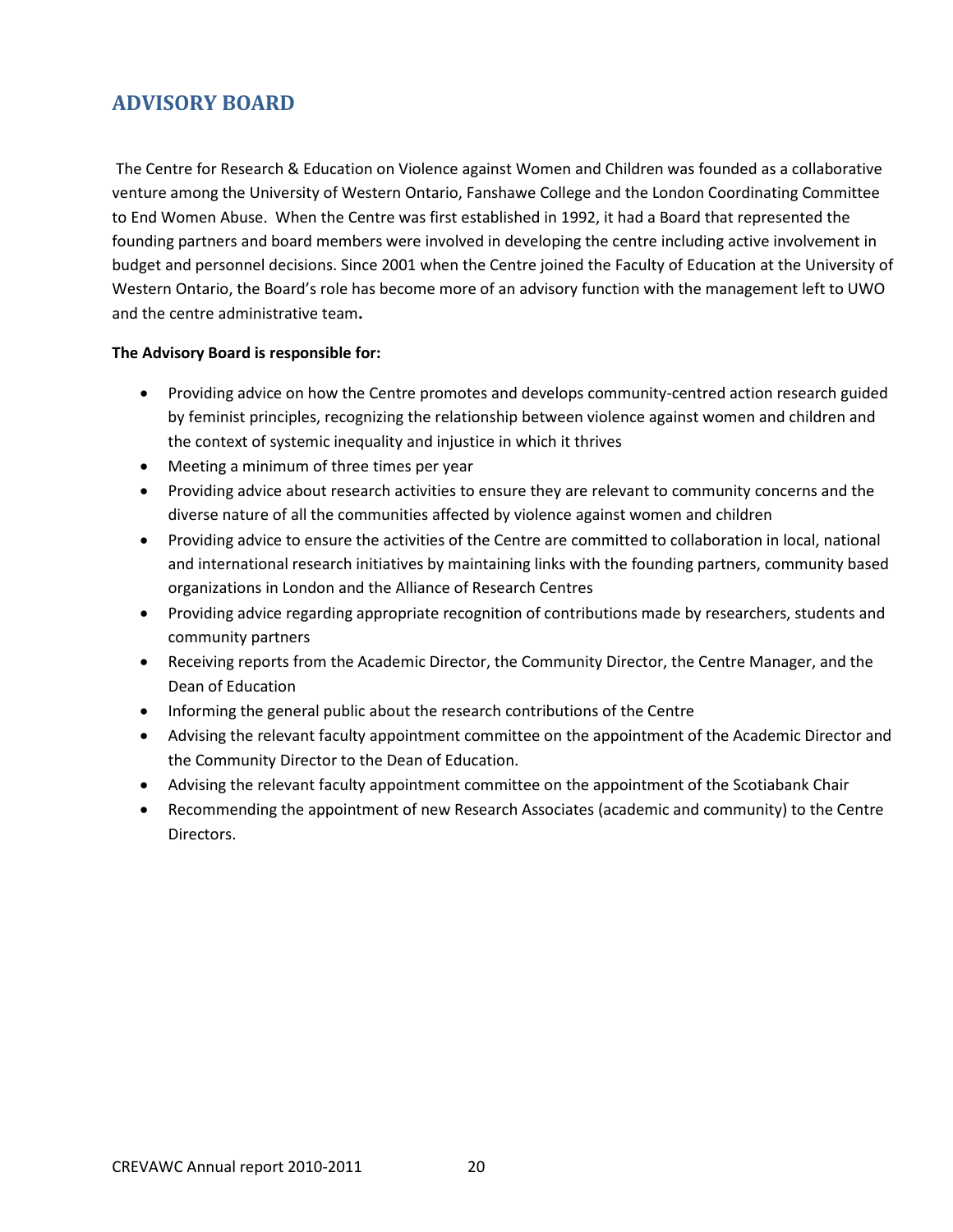## ADVISORY BOARD

The Centre for Research & Education on Violence against Women and Children was founded as a collaborative venture among the University of Western Ontario, Fanshawe College and the London Coordinating Committee to End Women Abuse. When the Centre was first established in 1992, it had a Board that represented the founding partners and board members were involved in developing the centre including active involvement in budget and personnel decisions. Since 2001 when the Centre joined the Faculty of Education at the University of Western Ontario, the Board's role has become more of an advisory function with the management left to UWO and the centre administrative team.

**The Advisory Board is responsible for:**

- Providing advice on how the Centre promotes and develops community-centred action research guided by feminist principles, recognizing the relationship between violence against women and children and the context of systemic inequality and injustice in which it thrives
- Meeting a minimum of three times per year
- Providing advice about research activities to ensure they are relevant to community concerns and the diverse nature of all the communities affected by violence against women and children
- Providing advice to ensure the activities of the Centre are committed to collaboration in local, national and international research initiatives by maintaining links with the founding partners, community based organizations in London and the Alliance of Research Centres
- Providing advice regarding appropriate recognition of contributions made by researchers, students and community partners
- Receiving reports from the Academic Director, the Community Director, the Centre Manager, and the Dean of Education
- Informing the general public about the research contributions of the Centre
- Advising the relevant faculty appointment committee on the appointment of the Academic Director and the Community Director to the Dean of Education.
- Advising the relevant faculty appointment committee on the appointment of the Scotiabank Chair
- Recommending the appointment of new Research Associates (academic and community) to the Centre Directors.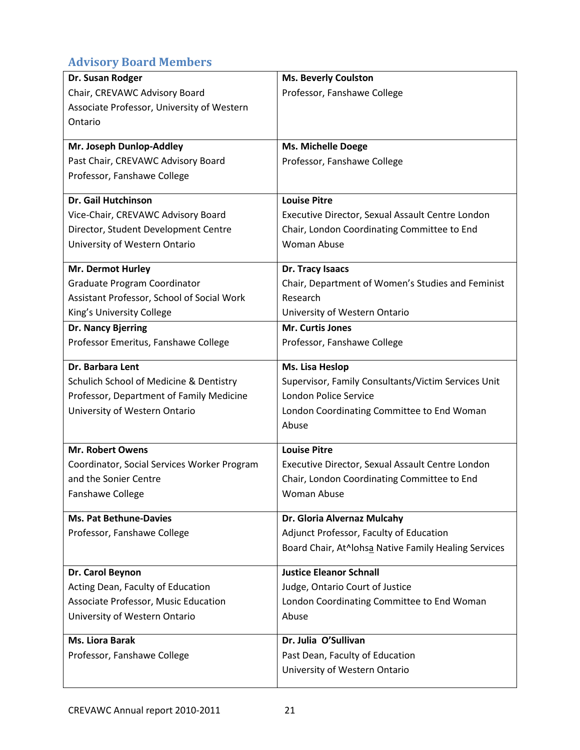## Advisory Board Members

| | |
|---|---|
| **Dr. Susan Rodger**<br>Chair, CREVAWC Advisory Board<br>Associate Professor, University of Western Ontario | **Ms. Beverly Coulston**<br>Professor, Fanshawe College |
| **Mr. Joseph Dunlop-Addley**<br>Past Chair, CREVAWC Advisory Board<br>Professor, Fanshawe College | **Ms. Michelle Doege**<br>Professor, Fanshawe College |
| **Dr. Gail Hutchinson**<br>Vice-Chair, CREVAWC Advisory Board<br>Director, Student Development Centre<br>University of Western Ontario | **Louise Pitre**<br>Executive Director, Sexual Assault Centre London<br>Chair, London Coordinating Committee to End Woman Abuse |
| **Mr. Dermot Hurley**<br>Graduate Program Coordinator<br>Assistant Professor, School of Social Work<br>King's University College | **Dr. Tracy Isaacs**<br>Chair, Department of Women's Studies and Feminist Research<br>University of Western Ontario |
| **Dr. Nancy Bjerring**<br>Professor Emeritus, Fanshawe College | **Mr. Curtis Jones**<br>Professor, Fanshawe College |
| **Dr. Barbara Lent**<br>Schulich School of Medicine & Dentistry<br>Professor, Department of Family Medicine<br>University of Western Ontario | **Ms. Lisa Heslop**<br>Supervisor, Family Consultants/Victim Services Unit<br>London Police Service<br>London Coordinating Committee to End Woman Abuse |
| **Mr. Robert Owens**<br>Coordinator, Social Services Worker Program and the Sonier Centre<br>Fanshawe College | **Louise Pitre**<br>Executive Director, Sexual Assault Centre London<br>Chair, London Coordinating Committee to End Woman Abuse |
| **Ms. Pat Bethune-Davies**<br>Professor, Fanshawe College | **Dr. Gloria Alvernaz Mulcahy**<br>Adjunct Professor, Faculty of Education<br>Board Chair, At^lohsa Native Family Healing Services |
| **Dr. Carol Beynon**<br>Acting Dean, Faculty of Education<br>Associate Professor, Music Education<br>University of Western Ontario | **Justice Eleanor Schnall**<br>Judge, Ontario Court of Justice<br>London Coordinating Committee to End Woman Abuse |
| **Ms. Liora Barak**<br>Professor, Fanshawe College | **Dr. Julia O'Sullivan**<br>Past Dean, Faculty of Education<br>University of Western Ontario |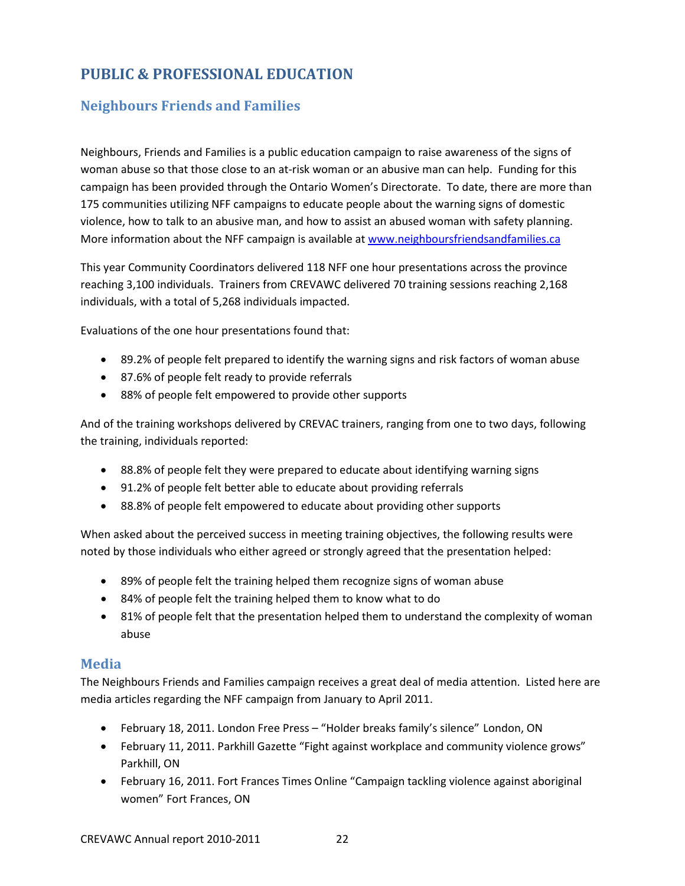# PUBLIC & PROFESSIONAL EDUCATION

## Neighbours Friends and Families

Neighbours, Friends and Families is a public education campaign to raise awareness of the signs of woman abuse so that those close to an at-risk woman or an abusive man can help. Funding for this campaign has been provided through the Ontario Women's Directorate. To date, there are more than 175 communities utilizing NFF campaigns to educate people about the warning signs of domestic violence, how to talk to an abusive man, and how to assist an abused woman with safety planning. More information about the NFF campaign is available at [www.neighboursfriendsandfamilies.ca](http://www.neighboursfriendsandfamilies.ca)

This year Community Coordinators delivered 118 NFF one hour presentations across the province reaching 3,100 individuals. Trainers from CREVAWC delivered 70 training sessions reaching 2,168 individuals, with a total of 5,268 individuals impacted.

Evaluations of the one hour presentations found that:

- 89.2% of people felt prepared to identify the warning signs and risk factors of woman abuse
- 87.6% of people felt ready to provide referrals
- 88% of people felt empowered to provide other supports

And of the training workshops delivered by CREVAC trainers, ranging from one to two days, following the training, individuals reported:

- 88.8% of people felt they were prepared to educate about identifying warning signs
- 91.2% of people felt better able to educate about providing referrals
- 88.8% of people felt empowered to educate about providing other supports

When asked about the perceived success in meeting training objectives, the following results were noted by those individuals who either agreed or strongly agreed that the presentation helped:

- 89% of people felt the training helped them recognize signs of woman abuse
- 84% of people felt the training helped them to know what to do
- 81% of people felt that the presentation helped them to understand the complexity of woman abuse

## Media

The Neighbours Friends and Families campaign receives a great deal of media attention. Listed here are media articles regarding the NFF campaign from January to April 2011.

- February 18, 2011. London Free Press – "Holder breaks family's silence" London, ON
- February 11, 2011. Parkhill Gazette "Fight against workplace and community violence grows" Parkhill, ON
- February 16, 2011. Fort Frances Times Online "Campaign tackling violence against aboriginal women" Fort Frances, ON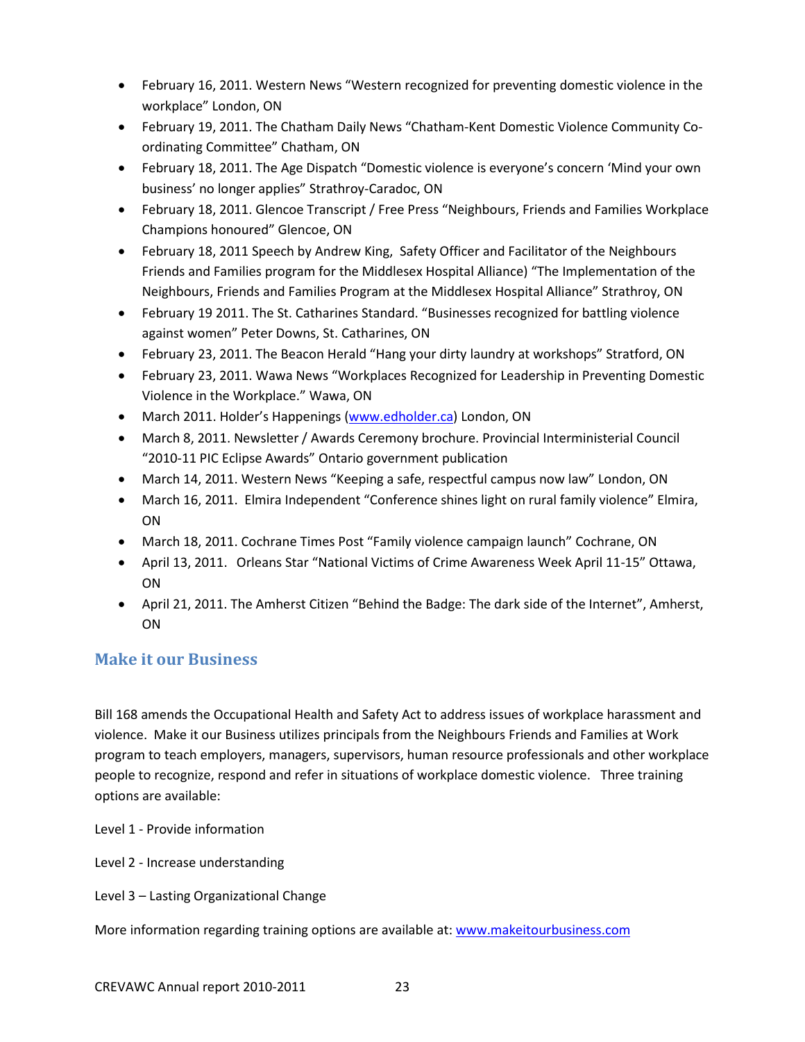- February 16, 2011. Western News "Western recognized for preventing domestic violence in the workplace" London, ON
- February 19, 2011. The Chatham Daily News "Chatham-Kent Domestic Violence Community Co-ordinating Committee" Chatham, ON
- February 18, 2011. The Age Dispatch "Domestic violence is everyone's concern 'Mind your own business' no longer applies" Strathroy-Caradoc, ON
- February 18, 2011. Glencoe Transcript / Free Press "Neighbours, Friends and Families Workplace Champions honoured" Glencoe, ON
- February 18, 2011 Speech by Andrew King, Safety Officer and Facilitator of the Neighbours Friends and Families program for the Middlesex Hospital Alliance) "The Implementation of the Neighbours, Friends and Families Program at the Middlesex Hospital Alliance" Strathroy, ON
- February 19 2011. The St. Catharines Standard. "Businesses recognized for battling violence against women" Peter Downs, St. Catharines, ON
- February 23, 2011. The Beacon Herald "Hang your dirty laundry at workshops" Stratford, ON
- February 23, 2011. Wawa News "Workplaces Recognized for Leadership in Preventing Domestic Violence in the Workplace." Wawa, ON
- March 2011. Holder's Happenings (www.edholder.ca) London, ON
- March 8, 2011. Newsletter / Awards Ceremony brochure. Provincial Interministerial Council "2010-11 PIC Eclipse Awards" Ontario government publication
- March 14, 2011. Western News "Keeping a safe, respectful campus now law" London, ON
- March 16, 2011. Elmira Independent "Conference shines light on rural family violence" Elmira, ON
- March 18, 2011. Cochrane Times Post "Family violence campaign launch" Cochrane, ON
- April 13, 2011. Orleans Star "National Victims of Crime Awareness Week April 11-15" Ottawa, ON
- April 21, 2011. The Amherst Citizen "Behind the Badge: The dark side of the Internet", Amherst, ON

## Make it our Business

Bill 168 amends the Occupational Health and Safety Act to address issues of workplace harassment and violence. Make it our Business utilizes principals from the Neighbours Friends and Families at Work program to teach employers, managers, supervisors, human resource professionals and other workplace people to recognize, respond and refer in situations of workplace domestic violence. Three training options are available:

Level 1 - Provide information

Level 2 - Increase understanding

Level 3 – Lasting Organizational Change

More information regarding training options are available at: www.makeitourbusiness.com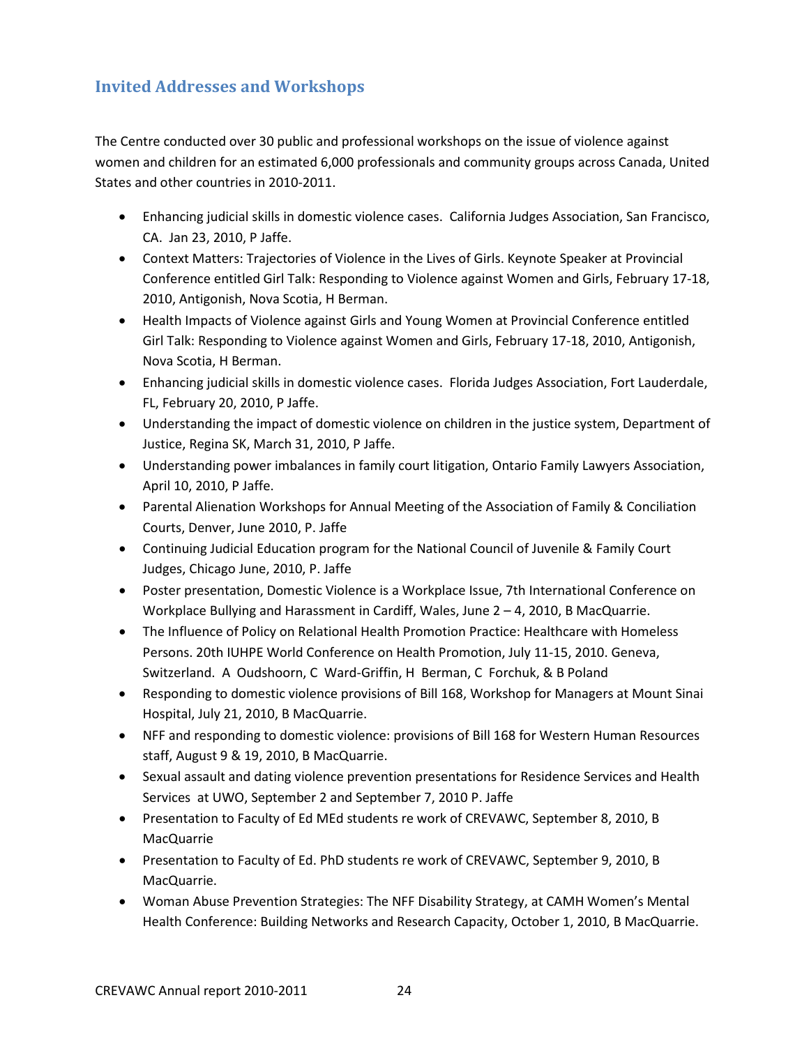## Invited Addresses and Workshops

The Centre conducted over 30 public and professional workshops on the issue of violence against women and children for an estimated 6,000 professionals and community groups across Canada, United States and other countries in 2010-2011.

- Enhancing judicial skills in domestic violence cases. California Judges Association, San Francisco, CA. Jan 23, 2010, P Jaffe.
- Context Matters: Trajectories of Violence in the Lives of Girls. Keynote Speaker at Provincial Conference entitled Girl Talk: Responding to Violence against Women and Girls, February 17-18, 2010, Antigonish, Nova Scotia, H Berman.
- Health Impacts of Violence against Girls and Young Women at Provincial Conference entitled Girl Talk: Responding to Violence against Women and Girls, February 17-18, 2010, Antigonish, Nova Scotia, H Berman.
- Enhancing judicial skills in domestic violence cases. Florida Judges Association, Fort Lauderdale, FL, February 20, 2010, P Jaffe.
- Understanding the impact of domestic violence on children in the justice system, Department of Justice, Regina SK, March 31, 2010, P Jaffe.
- Understanding power imbalances in family court litigation, Ontario Family Lawyers Association, April 10, 2010, P Jaffe.
- Parental Alienation Workshops for Annual Meeting of the Association of Family & Conciliation Courts, Denver, June 2010, P. Jaffe
- Continuing Judicial Education program for the National Council of Juvenile & Family Court Judges, Chicago June, 2010, P. Jaffe
- Poster presentation, Domestic Violence is a Workplace Issue, 7th International Conference on Workplace Bullying and Harassment in Cardiff, Wales, June 2 – 4, 2010, B MacQuarrie.
- The Influence of Policy on Relational Health Promotion Practice: Healthcare with Homeless Persons. 20th IUHPE World Conference on Health Promotion, July 11-15, 2010. Geneva, Switzerland. A Oudshoorn, C Ward-Griffin, H Berman, C Forchuk, & B Poland
- Responding to domestic violence provisions of Bill 168, Workshop for Managers at Mount Sinai Hospital, July 21, 2010, B MacQuarrie.
- NFF and responding to domestic violence: provisions of Bill 168 for Western Human Resources staff, August 9 & 19, 2010, B MacQuarrie.
- Sexual assault and dating violence prevention presentations for Residence Services and Health Services at UWO, September 2 and September 7, 2010 P. Jaffe
- Presentation to Faculty of Ed MEd students re work of CREVAWC, September 8, 2010, B MacQuarrie
- Presentation to Faculty of Ed. PhD students re work of CREVAWC, September 9, 2010, B MacQuarrie.
- Woman Abuse Prevention Strategies: The NFF Disability Strategy, at CAMH Women's Mental Health Conference: Building Networks and Research Capacity, October 1, 2010, B MacQuarrie.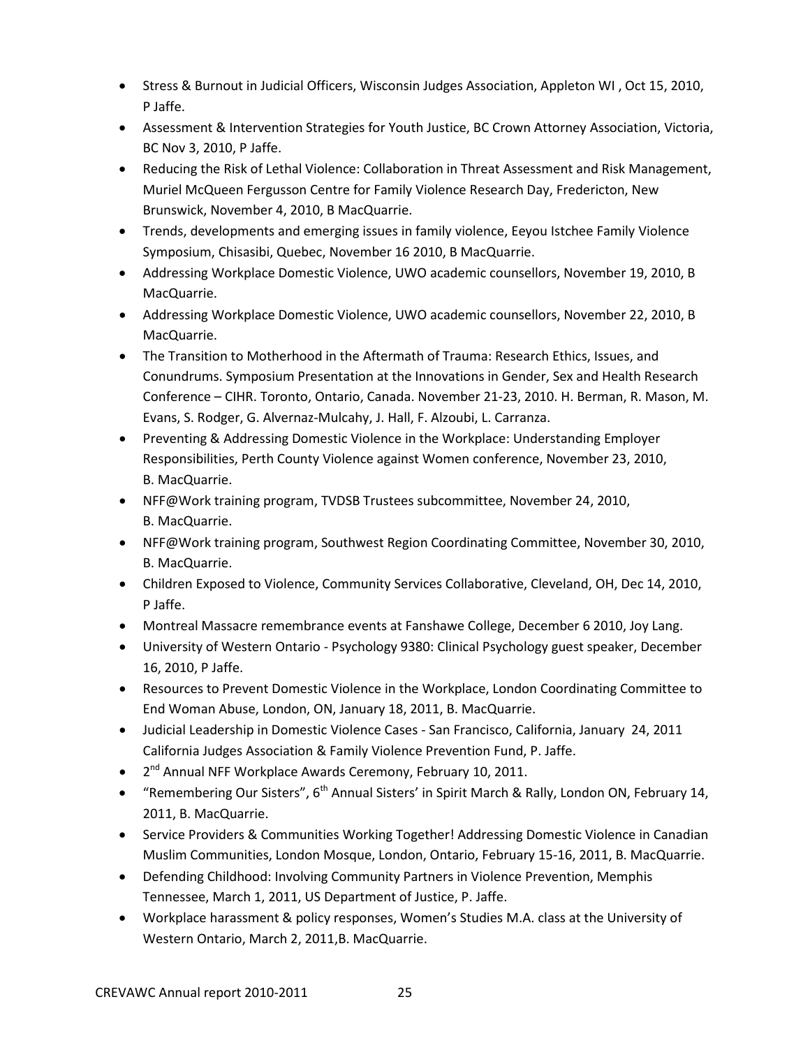- Stress & Burnout in Judicial Officers, Wisconsin Judges Association, Appleton WI , Oct 15, 2010, P Jaffe.
- Assessment & Intervention Strategies for Youth Justice, BC Crown Attorney Association, Victoria, BC Nov 3, 2010, P Jaffe.
- Reducing the Risk of Lethal Violence: Collaboration in Threat Assessment and Risk Management, Muriel McQueen Fergusson Centre for Family Violence Research Day, Fredericton, New Brunswick, November 4, 2010, B MacQuarrie.
- Trends, developments and emerging issues in family violence, Eeyou Istchee Family Violence Symposium, Chisasibi, Quebec, November 16 2010, B MacQuarrie.
- Addressing Workplace Domestic Violence, UWO academic counsellors, November 19, 2010, B MacQuarrie.
- Addressing Workplace Domestic Violence, UWO academic counsellors, November 22, 2010, B MacQuarrie.
- The Transition to Motherhood in the Aftermath of Trauma: Research Ethics, Issues, and Conundrums. Symposium Presentation at the Innovations in Gender, Sex and Health Research Conference – CIHR. Toronto, Ontario, Canada. November 21-23, 2010. H. Berman, R. Mason, M. Evans, S. Rodger, G. Alvernaz-Mulcahy, J. Hall, F. Alzoubi, L. Carranza.
- Preventing & Addressing Domestic Violence in the Workplace: Understanding Employer Responsibilities, Perth County Violence against Women conference, November 23, 2010, B. MacQuarrie.
- NFF@Work training program, TVDSB Trustees subcommittee, November 24, 2010, B. MacQuarrie.
- NFF@Work training program, Southwest Region Coordinating Committee, November 30, 2010, B. MacQuarrie.
- Children Exposed to Violence, Community Services Collaborative, Cleveland, OH, Dec 14, 2010, P Jaffe.
- Montreal Massacre remembrance events at Fanshawe College, December 6 2010, Joy Lang.
- University of Western Ontario - Psychology 9380: Clinical Psychology guest speaker, December 16, 2010, P Jaffe.
- Resources to Prevent Domestic Violence in the Workplace, London Coordinating Committee to End Woman Abuse, London, ON, January 18, 2011, B. MacQuarrie.
- Judicial Leadership in Domestic Violence Cases - San Francisco, California, January 24, 2011 California Judges Association & Family Violence Prevention Fund, P. Jaffe.
- 2nd Annual NFF Workplace Awards Ceremony, February 10, 2011.
- "Remembering Our Sisters", 6th Annual Sisters' in Spirit March & Rally, London ON, February 14, 2011, B. MacQuarrie.
- Service Providers & Communities Working Together! Addressing Domestic Violence in Canadian Muslim Communities, London Mosque, London, Ontario, February 15-16, 2011, B. MacQuarrie.
- Defending Childhood: Involving Community Partners in Violence Prevention, Memphis Tennessee, March 1, 2011, US Department of Justice, P. Jaffe.
- Workplace harassment & policy responses, Women's Studies M.A. class at the University of Western Ontario, March 2, 2011,B. MacQuarrie.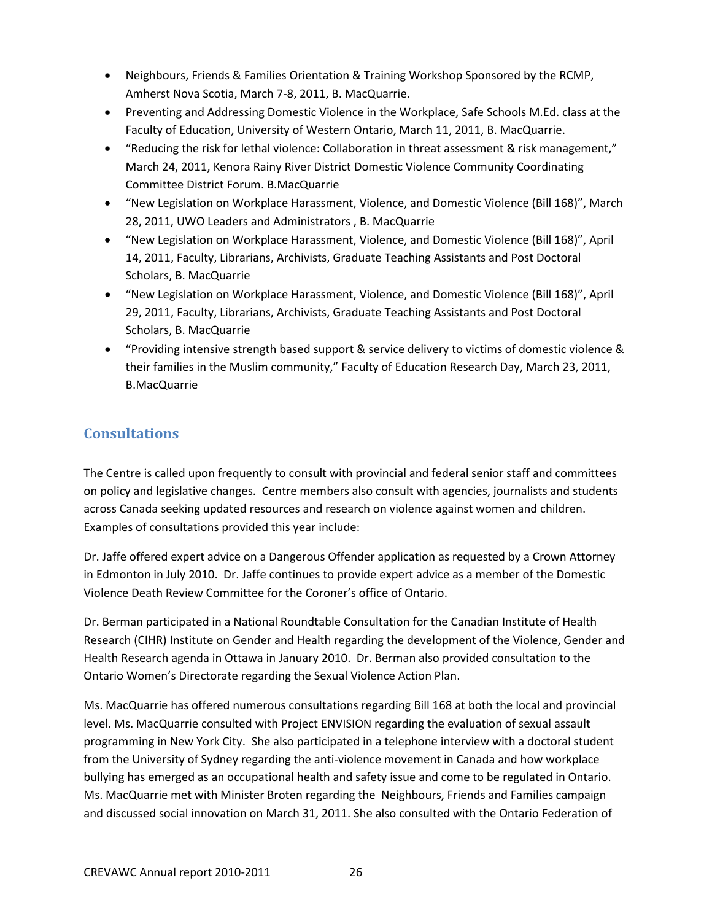- Neighbours, Friends & Families Orientation & Training Workshop Sponsored by the RCMP, Amherst Nova Scotia, March 7-8, 2011, B. MacQuarrie.
- Preventing and Addressing Domestic Violence in the Workplace, Safe Schools M.Ed. class at the Faculty of Education, University of Western Ontario, March 11, 2011, B. MacQuarrie.
- "Reducing the risk for lethal violence: Collaboration in threat assessment & risk management," March 24, 2011, Kenora Rainy River District Domestic Violence Community Coordinating Committee District Forum. B.MacQuarrie
- "New Legislation on Workplace Harassment, Violence, and Domestic Violence (Bill 168)", March 28, 2011, UWO Leaders and Administrators , B. MacQuarrie
- "New Legislation on Workplace Harassment, Violence, and Domestic Violence (Bill 168)", April 14, 2011, Faculty, Librarians, Archivists, Graduate Teaching Assistants and Post Doctoral Scholars, B. MacQuarrie
- "New Legislation on Workplace Harassment, Violence, and Domestic Violence (Bill 168)", April 29, 2011, Faculty, Librarians, Archivists, Graduate Teaching Assistants and Post Doctoral Scholars, B. MacQuarrie
- "Providing intensive strength based support & service delivery to victims of domestic violence & their families in the Muslim community," Faculty of Education Research Day, March 23, 2011, B.MacQuarrie

## Consultations

The Centre is called upon frequently to consult with provincial and federal senior staff and committees on policy and legislative changes. Centre members also consult with agencies, journalists and students across Canada seeking updated resources and research on violence against women and children. Examples of consultations provided this year include:

Dr. Jaffe offered expert advice on a Dangerous Offender application as requested by a Crown Attorney in Edmonton in July 2010. Dr. Jaffe continues to provide expert advice as a member of the Domestic Violence Death Review Committee for the Coroner's office of Ontario.

Dr. Berman participated in a National Roundtable Consultation for the Canadian Institute of Health Research (CIHR) Institute on Gender and Health regarding the development of the Violence, Gender and Health Research agenda in Ottawa in January 2010. Dr. Berman also provided consultation to the Ontario Women's Directorate regarding the Sexual Violence Action Plan.

Ms. MacQuarrie has offered numerous consultations regarding Bill 168 at both the local and provincial level. Ms. MacQuarrie consulted with Project ENVISION regarding the evaluation of sexual assault programming in New York City. She also participated in a telephone interview with a doctoral student from the University of Sydney regarding the anti-violence movement in Canada and how workplace bullying has emerged as an occupational health and safety issue and come to be regulated in Ontario. Ms. MacQuarrie met with Minister Broten regarding the Neighbours, Friends and Families campaign and discussed social innovation on March 31, 2011. She also consulted with the Ontario Federation of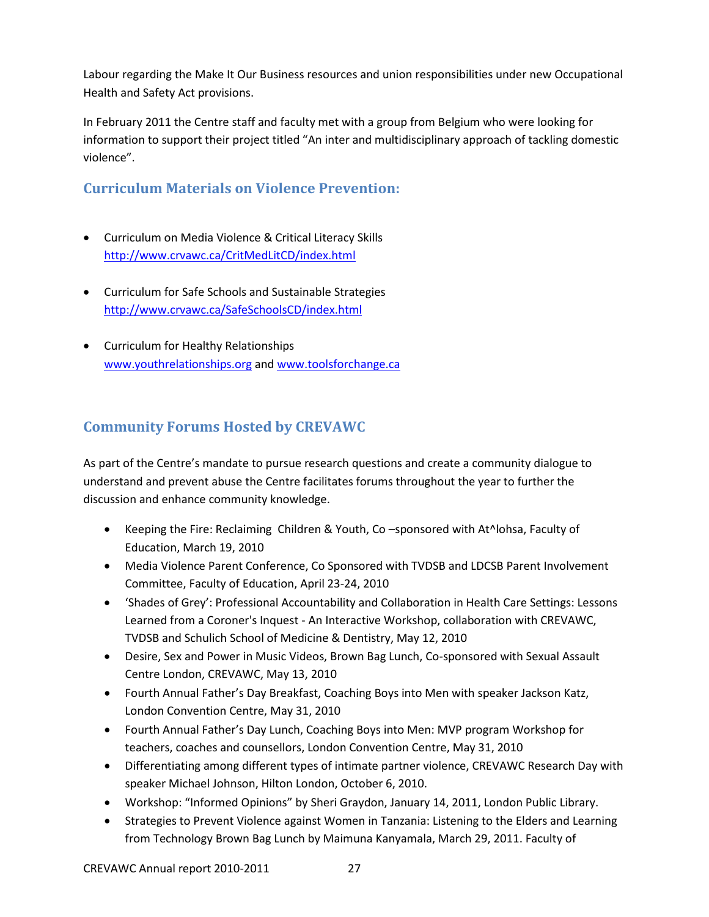Labour regarding the Make It Our Business resources and union responsibilities under new Occupational Health and Safety Act provisions.

In February 2011 the Centre staff and faculty met with a group from Belgium who were looking for information to support their project titled "An inter and multidisciplinary approach of tackling domestic violence".

## Curriculum Materials on Violence Prevention:

- Curriculum on Media Violence & Critical Literacy Skills
  http://www.crvawc.ca/CritMedLitCD/index.html

- Curriculum for Safe Schools and Sustainable Strategies
  http://www.crvawc.ca/SafeSchoolsCD/index.html

- Curriculum for Healthy Relationships
  www.youthrelationships.org and www.toolsforchange.ca

## Community Forums Hosted by CREVAWC

As part of the Centre's mandate to pursue research questions and create a community dialogue to understand and prevent abuse the Centre facilitates forums throughout the year to further the discussion and enhance community knowledge.

- Keeping the Fire: Reclaiming Children & Youth, Co –sponsored with At^lohsa, Faculty of Education, March 19, 2010
- Media Violence Parent Conference, Co Sponsored with TVDSB and LDCSB Parent Involvement Committee, Faculty of Education, April 23-24, 2010
- 'Shades of Grey': Professional Accountability and Collaboration in Health Care Settings: Lessons Learned from a Coroner's Inquest - An Interactive Workshop, collaboration with CREVAWC, TVDSB and Schulich School of Medicine & Dentistry, May 12, 2010
- Desire, Sex and Power in Music Videos, Brown Bag Lunch, Co-sponsored with Sexual Assault Centre London, CREVAWC, May 13, 2010
- Fourth Annual Father's Day Breakfast, Coaching Boys into Men with speaker Jackson Katz, London Convention Centre, May 31, 2010
- Fourth Annual Father's Day Lunch, Coaching Boys into Men: MVP program Workshop for teachers, coaches and counsellors, London Convention Centre, May 31, 2010
- Differentiating among different types of intimate partner violence, CREVAWC Research Day with speaker Michael Johnson, Hilton London, October 6, 2010.
- Workshop: "Informed Opinions" by Sheri Graydon, January 14, 2011, London Public Library.
- Strategies to Prevent Violence against Women in Tanzania: Listening to the Elders and Learning from Technology Brown Bag Lunch by Maimuna Kanyamala, March 29, 2011. Faculty of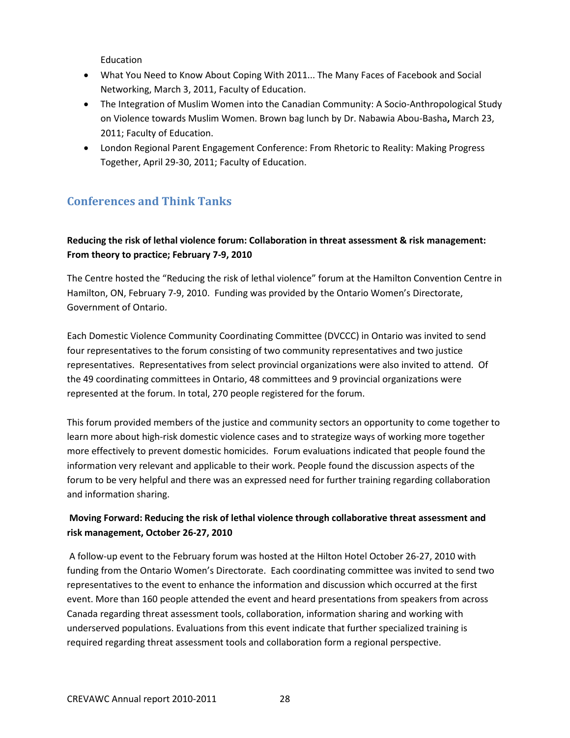Education

- What You Need to Know About Coping With 2011... The Many Faces of Facebook and Social Networking, March 3, 2011, Faculty of Education.
- The Integration of Muslim Women into the Canadian Community: A Socio-Anthropological Study on Violence towards Muslim Women. Brown bag lunch by Dr. Nabawia Abou-Basha**,** March 23, 2011; Faculty of Education.
- London Regional Parent Engagement Conference: From Rhetoric to Reality: Making Progress Together, April 29-30, 2011; Faculty of Education.

## Conferences and Think Tanks

**Reducing the risk of lethal violence forum: Collaboration in threat assessment & risk management: From theory to practice; February 7-9, 2010**

The Centre hosted the "Reducing the risk of lethal violence" forum at the Hamilton Convention Centre in Hamilton, ON, February 7-9, 2010. Funding was provided by the Ontario Women's Directorate, Government of Ontario.

Each Domestic Violence Community Coordinating Committee (DVCCC) in Ontario was invited to send four representatives to the forum consisting of two community representatives and two justice representatives. Representatives from select provincial organizations were also invited to attend. Of the 49 coordinating committees in Ontario, 48 committees and 9 provincial organizations were represented at the forum. In total, 270 people registered for the forum.

This forum provided members of the justice and community sectors an opportunity to come together to learn more about high-risk domestic violence cases and to strategize ways of working more together more effectively to prevent domestic homicides. Forum evaluations indicated that people found the information very relevant and applicable to their work. People found the discussion aspects of the forum to be very helpful and there was an expressed need for further training regarding collaboration and information sharing.

**Moving Forward: Reducing the risk of lethal violence through collaborative threat assessment and risk management, October 26-27, 2010**

A follow-up event to the February forum was hosted at the Hilton Hotel October 26-27, 2010 with funding from the Ontario Women's Directorate. Each coordinating committee was invited to send two representatives to the event to enhance the information and discussion which occurred at the first event. More than 160 people attended the event and heard presentations from speakers from across Canada regarding threat assessment tools, collaboration, information sharing and working with underserved populations. Evaluations from this event indicate that further specialized training is required regarding threat assessment tools and collaboration form a regional perspective.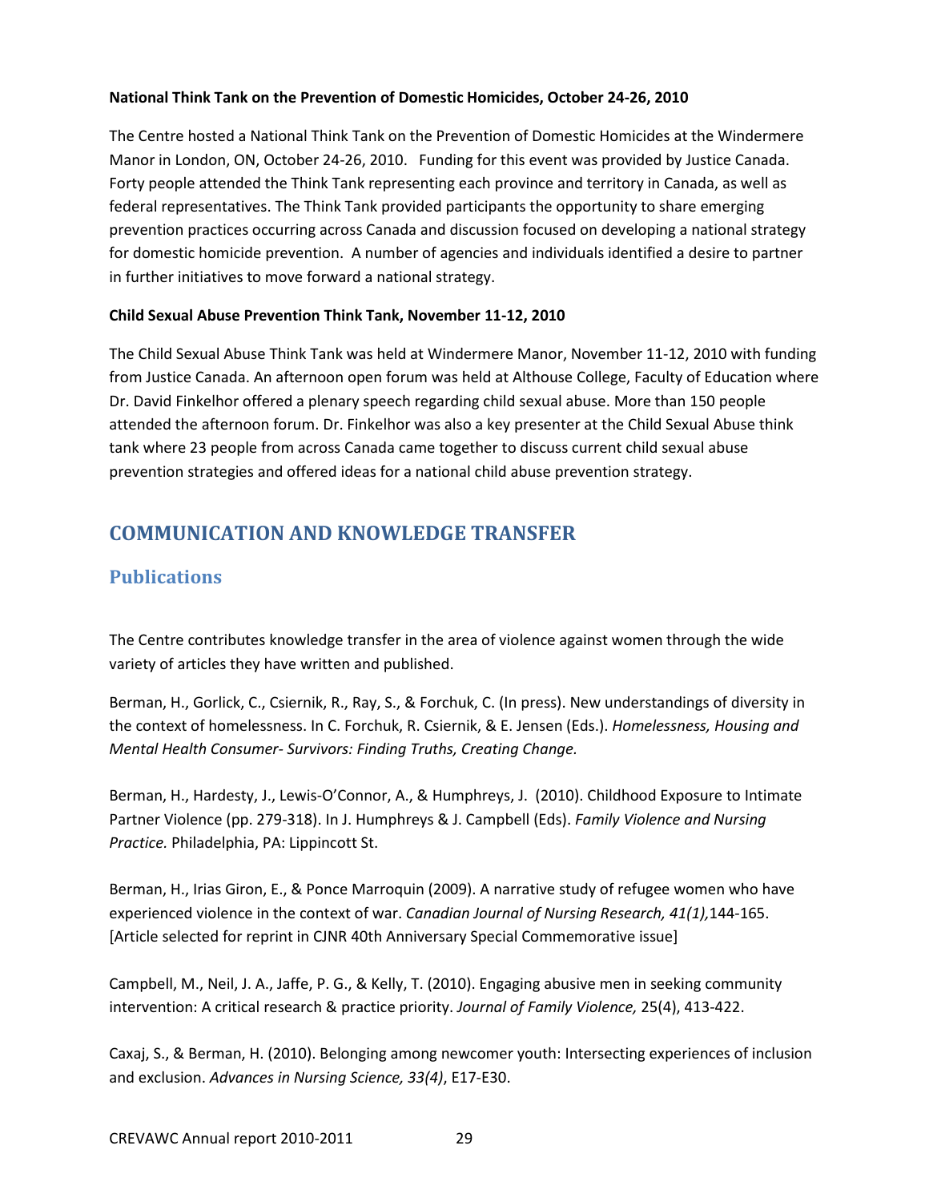**National Think Tank on the Prevention of Domestic Homicides, October 24-26, 2010**

The Centre hosted a National Think Tank on the Prevention of Domestic Homicides at the Windermere Manor in London, ON, October 24-26, 2010. Funding for this event was provided by Justice Canada. Forty people attended the Think Tank representing each province and territory in Canada, as well as federal representatives. The Think Tank provided participants the opportunity to share emerging prevention practices occurring across Canada and discussion focused on developing a national strategy for domestic homicide prevention. A number of agencies and individuals identified a desire to partner in further initiatives to move forward a national strategy.

**Child Sexual Abuse Prevention Think Tank, November 11-12, 2010**

The Child Sexual Abuse Think Tank was held at Windermere Manor, November 11-12, 2010 with funding from Justice Canada. An afternoon open forum was held at Althouse College, Faculty of Education where Dr. David Finkelhor offered a plenary speech regarding child sexual abuse. More than 150 people attended the afternoon forum. Dr. Finkelhor was also a key presenter at the Child Sexual Abuse think tank where 23 people from across Canada came together to discuss current child sexual abuse prevention strategies and offered ideas for a national child abuse prevention strategy.

## COMMUNICATION AND KNOWLEDGE TRANSFER

### Publications

The Centre contributes knowledge transfer in the area of violence against women through the wide variety of articles they have written and published.

Berman, H., Gorlick, C., Csiernik, R., Ray, S., & Forchuk, C. (In press). New understandings of diversity in the context of homelessness. In C. Forchuk, R. Csiernik, & E. Jensen (Eds.). *Homelessness, Housing and Mental Health Consumer- Survivors: Finding Truths, Creating Change.*

Berman, H., Hardesty, J., Lewis-O'Connor, A., & Humphreys, J. (2010). Childhood Exposure to Intimate Partner Violence (pp. 279-318). In J. Humphreys & J. Campbell (Eds). *Family Violence and Nursing Practice.* Philadelphia, PA: Lippincott St.

Berman, H., Irias Giron, E., & Ponce Marroquin (2009). A narrative study of refugee women who have experienced violence in the context of war. *Canadian Journal of Nursing Research, 41(1),*144-165. [Article selected for reprint in CJNR 40th Anniversary Special Commemorative issue]

Campbell, M., Neil, J. A., Jaffe, P. G., & Kelly, T. (2010). Engaging abusive men in seeking community intervention: A critical research & practice priority. *Journal of Family Violence,* 25(4), 413-422.

Caxaj, S., & Berman, H. (2010). Belonging among newcomer youth: Intersecting experiences of inclusion and exclusion. *Advances in Nursing Science, 33(4)*, E17-E30.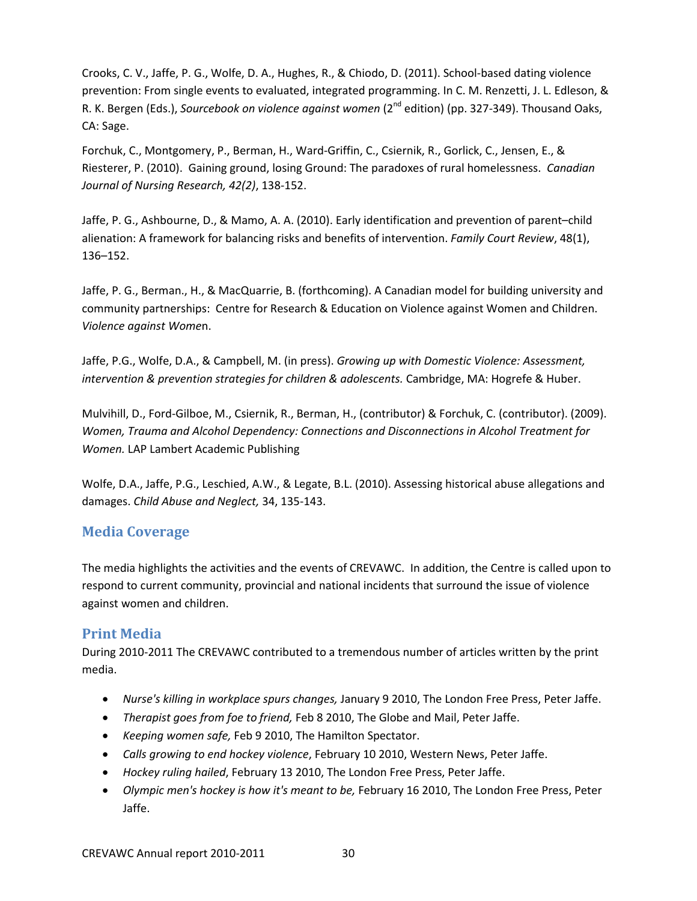Crooks, C. V., Jaffe, P. G., Wolfe, D. A., Hughes, R., & Chiodo, D. (2011). School-based dating violence prevention: From single events to evaluated, integrated programming. In C. M. Renzetti, J. L. Edleson, & R. K. Bergen (Eds.), *Sourcebook on violence against women* (2nd edition) (pp. 327-349). Thousand Oaks, CA: Sage.

Forchuk, C., Montgomery, P., Berman, H., Ward-Griffin, C., Csiernik, R., Gorlick, C., Jensen, E., & Riesterer, P. (2010). Gaining ground, losing Ground: The paradoxes of rural homelessness. *Canadian Journal of Nursing Research, 42(2)*, 138-152.

Jaffe, P. G., Ashbourne, D., & Mamo, A. A. (2010). Early identification and prevention of parent–child alienation: A framework for balancing risks and benefits of intervention. *Family Court Review*, 48(1), 136–152.

Jaffe, P. G., Berman., H., & MacQuarrie, B. (forthcoming). A Canadian model for building university and community partnerships: Centre for Research & Education on Violence against Women and Children. *Violence against Women*.

Jaffe, P.G., Wolfe, D.A., & Campbell, M. (in press). *Growing up with Domestic Violence: Assessment, intervention & prevention strategies for children & adolescents.* Cambridge, MA: Hogrefe & Huber.

Mulvihill, D., Ford-Gilboe, M., Csiernik, R., Berman, H., (contributor) & Forchuk, C. (contributor). (2009). *Women, Trauma and Alcohol Dependency: Connections and Disconnections in Alcohol Treatment for Women.* LAP Lambert Academic Publishing

Wolfe, D.A., Jaffe, P.G., Leschied, A.W., & Legate, B.L. (2010). Assessing historical abuse allegations and damages. *Child Abuse and Neglect,* 34, 135-143.

## Media Coverage

The media highlights the activities and the events of CREVAWC. In addition, the Centre is called upon to respond to current community, provincial and national incidents that surround the issue of violence against women and children.

### Print Media

During 2010-2011 The CREVAWC contributed to a tremendous number of articles written by the print media.

- *Nurse's killing in workplace spurs changes,* January 9 2010, The London Free Press, Peter Jaffe.
- *Therapist goes from foe to friend,* Feb 8 2010, The Globe and Mail, Peter Jaffe.
- *Keeping women safe,* Feb 9 2010, The Hamilton Spectator.
- *Calls growing to end hockey violence*, February 10 2010, Western News, Peter Jaffe.
- *Hockey ruling hailed*, February 13 2010, The London Free Press, Peter Jaffe.
- *Olympic men's hockey is how it's meant to be,* February 16 2010, The London Free Press, Peter Jaffe.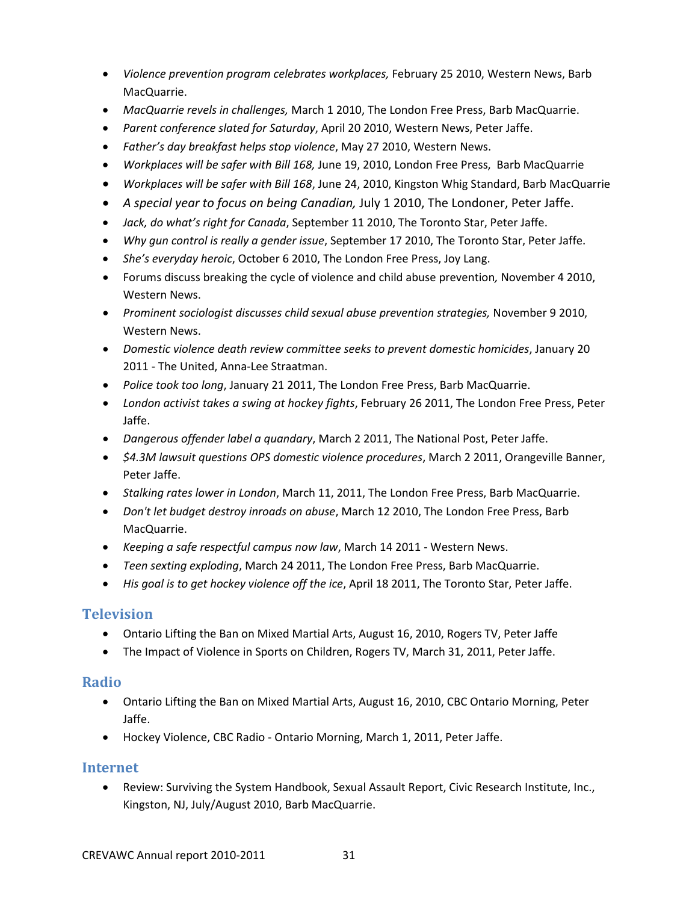- *Violence prevention program celebrates workplaces,* February 25 2010, Western News, Barb MacQuarrie.
- *MacQuarrie revels in challenges,* March 1 2010, The London Free Press, Barb MacQuarrie.
- *Parent conference slated for Saturday*, April 20 2010, Western News, Peter Jaffe.
- *Father's day breakfast helps stop violence*, May 27 2010, Western News.
- *Workplaces will be safer with Bill 168,* June 19, 2010, London Free Press, Barb MacQuarrie
- *Workplaces will be safer with Bill 168*, June 24, 2010, Kingston Whig Standard, Barb MacQuarrie
- *A special year to focus on being Canadian,* July 1 2010, The Londoner, Peter Jaffe.
- *Jack, do what's right for Canada*, September 11 2010, The Toronto Star, Peter Jaffe.
- *Why gun control is really a gender issue*, September 17 2010, The Toronto Star, Peter Jaffe.
- *She's everyday heroic*, October 6 2010, The London Free Press, Joy Lang.
- Forums discuss breaking the cycle of violence and child abuse prevention*,* November 4 2010, Western News.
- *Prominent sociologist discusses child sexual abuse prevention strategies,* November 9 2010, Western News.
- *Domestic violence death review committee seeks to prevent domestic homicides*, January 20 2011 - The United, Anna-Lee Straatman.
- *Police took too long*, January 21 2011, The London Free Press, Barb MacQuarrie.
- *London activist takes a swing at hockey fights*, February 26 2011, The London Free Press, Peter Jaffe.
- *Dangerous offender label a quandary*, March 2 2011, The National Post, Peter Jaffe.
- *$4.3M lawsuit questions OPS domestic violence procedures*, March 2 2011, Orangeville Banner, Peter Jaffe.
- *Stalking rates lower in London*, March 11, 2011, The London Free Press, Barb MacQuarrie.
- *Don't let budget destroy inroads on abuse*, March 12 2010, The London Free Press, Barb MacQuarrie.
- *Keeping a safe respectful campus now law*, March 14 2011 - Western News.
- *Teen sexting exploding*, March 24 2011, The London Free Press, Barb MacQuarrie.
- *His goal is to get hockey violence off the ice*, April 18 2011, The Toronto Star, Peter Jaffe.

## Television

- Ontario Lifting the Ban on Mixed Martial Arts, August 16, 2010, Rogers TV, Peter Jaffe
- The Impact of Violence in Sports on Children, Rogers TV, March 31, 2011, Peter Jaffe.

## Radio

- Ontario Lifting the Ban on Mixed Martial Arts, August 16, 2010, CBC Ontario Morning, Peter Jaffe.
- Hockey Violence, CBC Radio - Ontario Morning, March 1, 2011, Peter Jaffe.

## Internet

- Review: Surviving the System Handbook, Sexual Assault Report, Civic Research Institute, Inc., Kingston, NJ, July/August 2010, Barb MacQuarrie.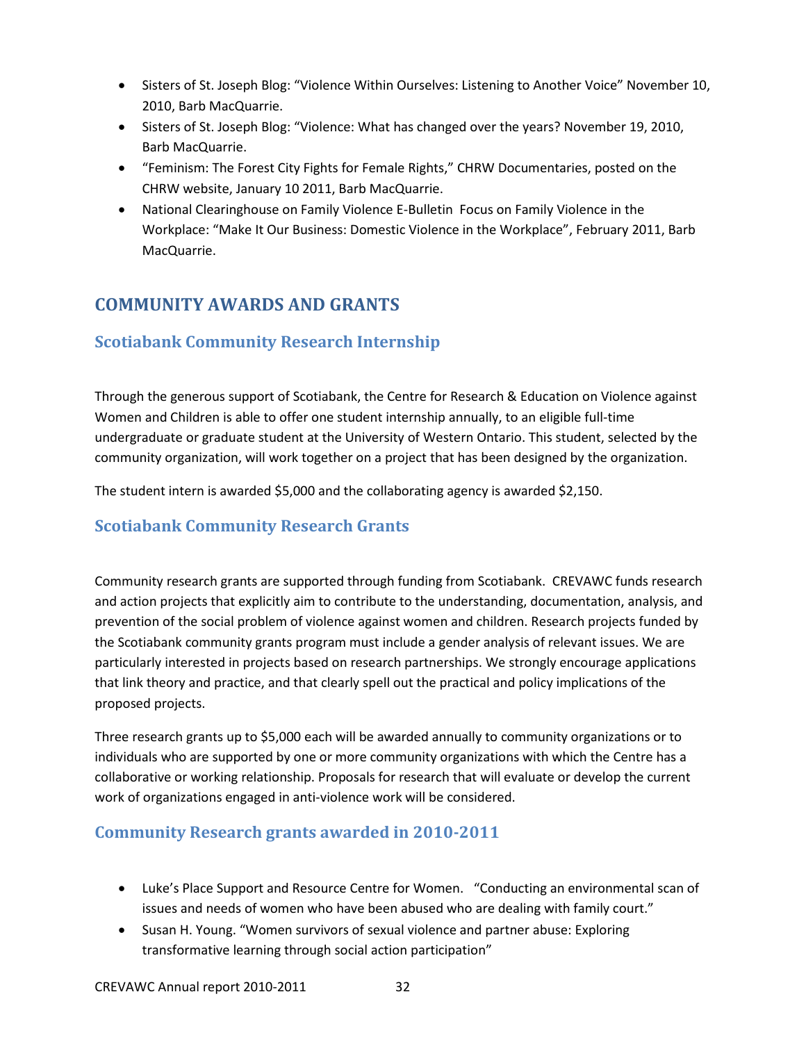- Sisters of St. Joseph Blog: "Violence Within Ourselves: Listening to Another Voice" November 10, 2010, Barb MacQuarrie.
- Sisters of St. Joseph Blog: "Violence: What has changed over the years? November 19, 2010, Barb MacQuarrie.
- "Feminism: The Forest City Fights for Female Rights," CHRW Documentaries, posted on the CHRW website, January 10 2011, Barb MacQuarrie.
- National Clearinghouse on Family Violence E-Bulletin Focus on Family Violence in the Workplace: "Make It Our Business: Domestic Violence in the Workplace", February 2011, Barb MacQuarrie.

## COMMUNITY AWARDS AND GRANTS

### Scotiabank Community Research Internship

Through the generous support of Scotiabank, the Centre for Research & Education on Violence against Women and Children is able to offer one student internship annually, to an eligible full-time undergraduate or graduate student at the University of Western Ontario. This student, selected by the community organization, will work together on a project that has been designed by the organization.

The student intern is awarded $5,000 and the collaborating agency is awarded $2,150.

### Scotiabank Community Research Grants

Community research grants are supported through funding from Scotiabank. CREVAWC funds research and action projects that explicitly aim to contribute to the understanding, documentation, analysis, and prevention of the social problem of violence against women and children. Research projects funded by the Scotiabank community grants program must include a gender analysis of relevant issues. We are particularly interested in projects based on research partnerships. We strongly encourage applications that link theory and practice, and that clearly spell out the practical and policy implications of the proposed projects.

Three research grants up to $5,000 each will be awarded annually to community organizations or to individuals who are supported by one or more community organizations with which the Centre has a collaborative or working relationship. Proposals for research that will evaluate or develop the current work of organizations engaged in anti-violence work will be considered.

### Community Research grants awarded in 2010-2011

- Luke's Place Support and Resource Centre for Women. "Conducting an environmental scan of issues and needs of women who have been abused who are dealing with family court."
- Susan H. Young. "Women survivors of sexual violence and partner abuse: Exploring transformative learning through social action participation"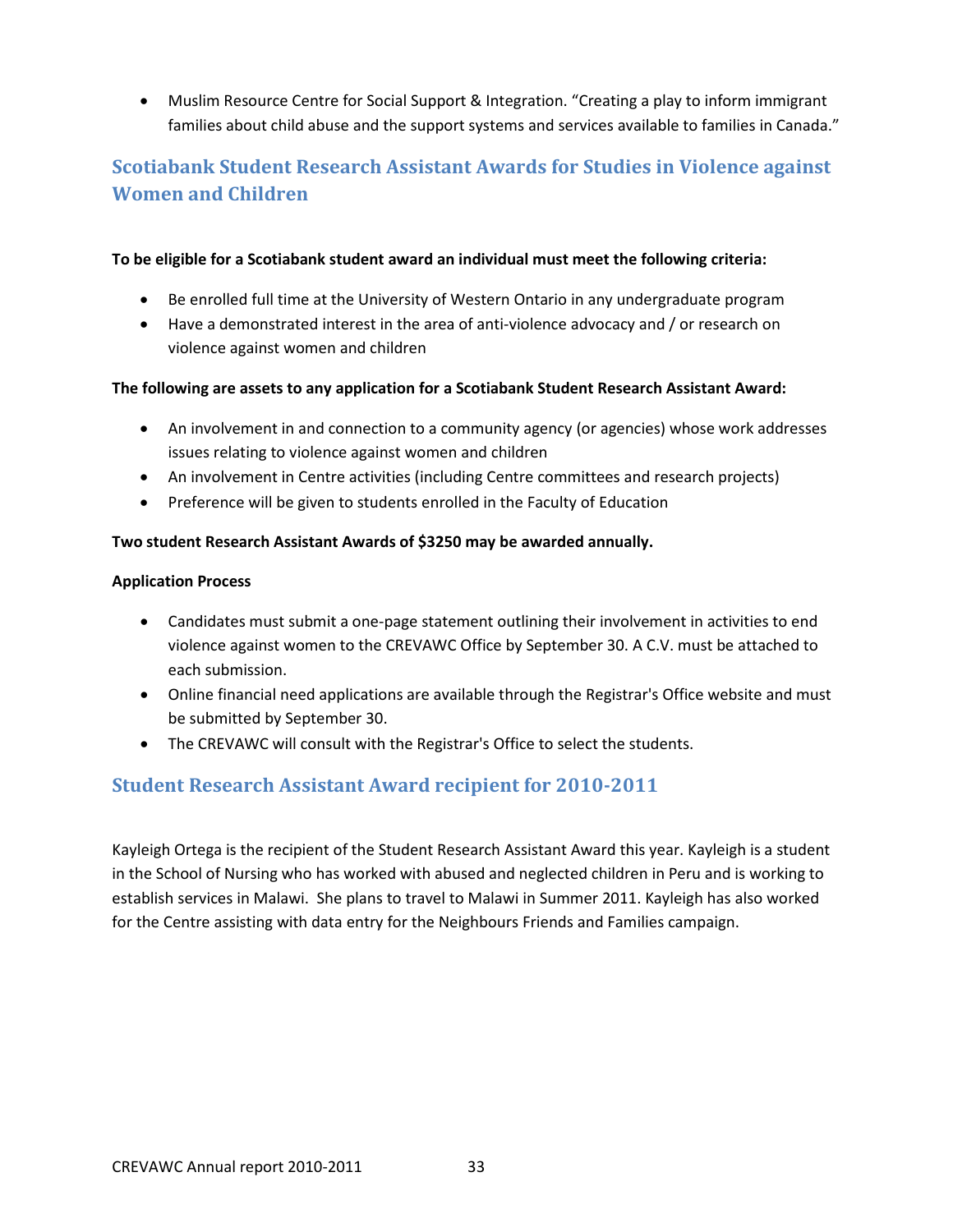- Muslim Resource Centre for Social Support & Integration. “Creating a play to inform immigrant families about child abuse and the support systems and services available to families in Canada.”

## Scotiabank Student Research Assistant Awards for Studies in Violence against Women and Children

**To be eligible for a Scotiabank student award an individual must meet the following criteria:**

- Be enrolled full time at the University of Western Ontario in any undergraduate program
- Have a demonstrated interest in the area of anti-violence advocacy and / or research on violence against women and children

**The following are assets to any application for a Scotiabank Student Research Assistant Award:**

- An involvement in and connection to a community agency (or agencies) whose work addresses issues relating to violence against women and children
- An involvement in Centre activities (including Centre committees and research projects)
- Preference will be given to students enrolled in the Faculty of Education

**Two student Research Assistant Awards of $3250 may be awarded annually.**

**Application Process**

- Candidates must submit a one-page statement outlining their involvement in activities to end violence against women to the CREVAWC Office by September 30. A C.V. must be attached to each submission.
- Online financial need applications are available through the Registrar's Office website and must be submitted by September 30.
- The CREVAWC will consult with the Registrar's Office to select the students.

## Student Research Assistant Award recipient for 2010-2011

Kayleigh Ortega is the recipient of the Student Research Assistant Award this year. Kayleigh is a student in the School of Nursing who has worked with abused and neglected children in Peru and is working to establish services in Malawi. She plans to travel to Malawi in Summer 2011. Kayleigh has also worked for the Centre assisting with data entry for the Neighbours Friends and Families campaign.